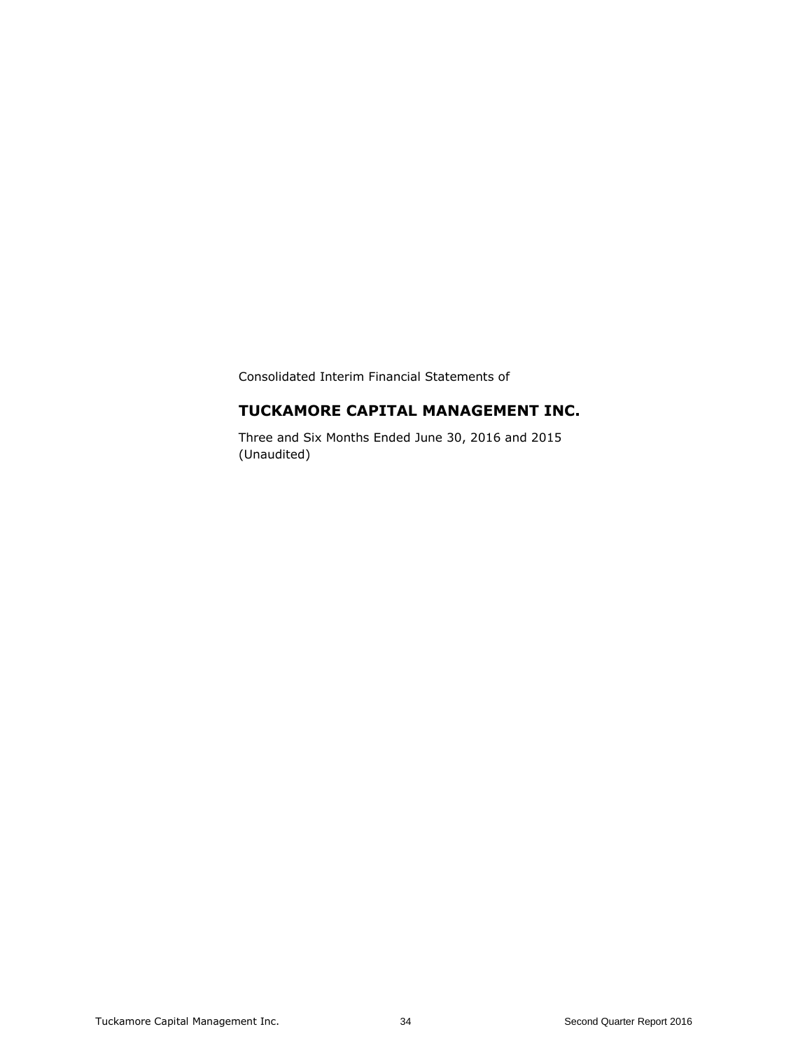Consolidated Interim Financial Statements of

# TUCKAMORE CAPITAL MANAGEMENT INC.

Three and Six Months Ended June 30, 2016 and 2015
(Unaudited)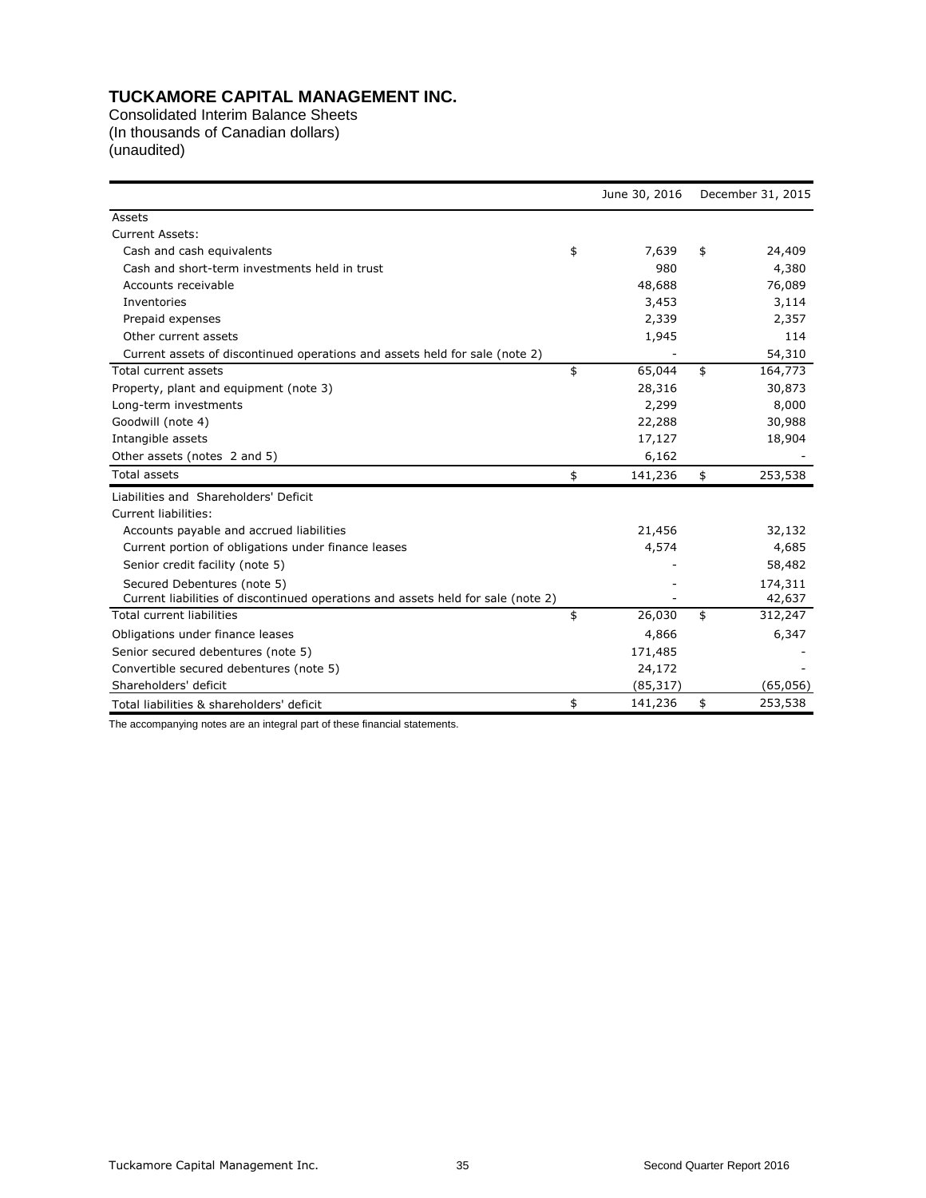# TUCKAMORE CAPITAL MANAGEMENT INC.

Consolidated Interim Balance Sheets
(In thousands of Canadian dollars)
(unaudited)

| | June 30, 2016 | December 31, 2015 |
|---|---|---|
| Assets | | |
| Current Assets: | | |
| Cash and cash equivalents | $ 7,639 | $ 24,409 |
| Cash and short-term investments held in trust | 980 | 4,380 |
| Accounts receivable | 48,688 | 76,089 |
| Inventories | 3,453 | 3,114 |
| Prepaid expenses | 2,339 | 2,357 |
| Other current assets | 1,945 | 114 |
| Current assets of discontinued operations and assets held for sale (note 2) | - | 54,310 |
| Total current assets | $ 65,044 | $ 164,773 |
| Property, plant and equipment (note 3) | 28,316 | 30,873 |
| Long-term investments | 2,299 | 8,000 |
| Goodwill (note 4) | 22,288 | 30,988 |
| Intangible assets | 17,127 | 18,904 |
| Other assets (notes 2 and 5) | 6,162 | - |
| Total assets | $ 141,236 | $ 253,538 |
| Liabilities and Shareholders' Deficit | | |
| Current liabilities: | | |
| Accounts payable and accrued liabilities | 21,456 | 32,132 |
| Current portion of obligations under finance leases | 4,574 | 4,685 |
| Senior credit facility (note 5) | - | 58,482 |
| Secured Debentures (note 5) | - | 174,311 |
| Current liabilities of discontinued operations and assets held for sale (note 2) | - | 42,637 |
| Total current liabilities | $ 26,030 | $ 312,247 |
| Obligations under finance leases | 4,866 | 6,347 |
| Senior secured debentures (note 5) | 171,485 | - |
| Convertible secured debentures (note 5) | 24,172 | - |
| Shareholders' deficit | (85,317) | (65,056) |
| Total liabilities & shareholders' deficit | $ 141,236 | $ 253,538 |

The accompanying notes are an integral part of these financial statements.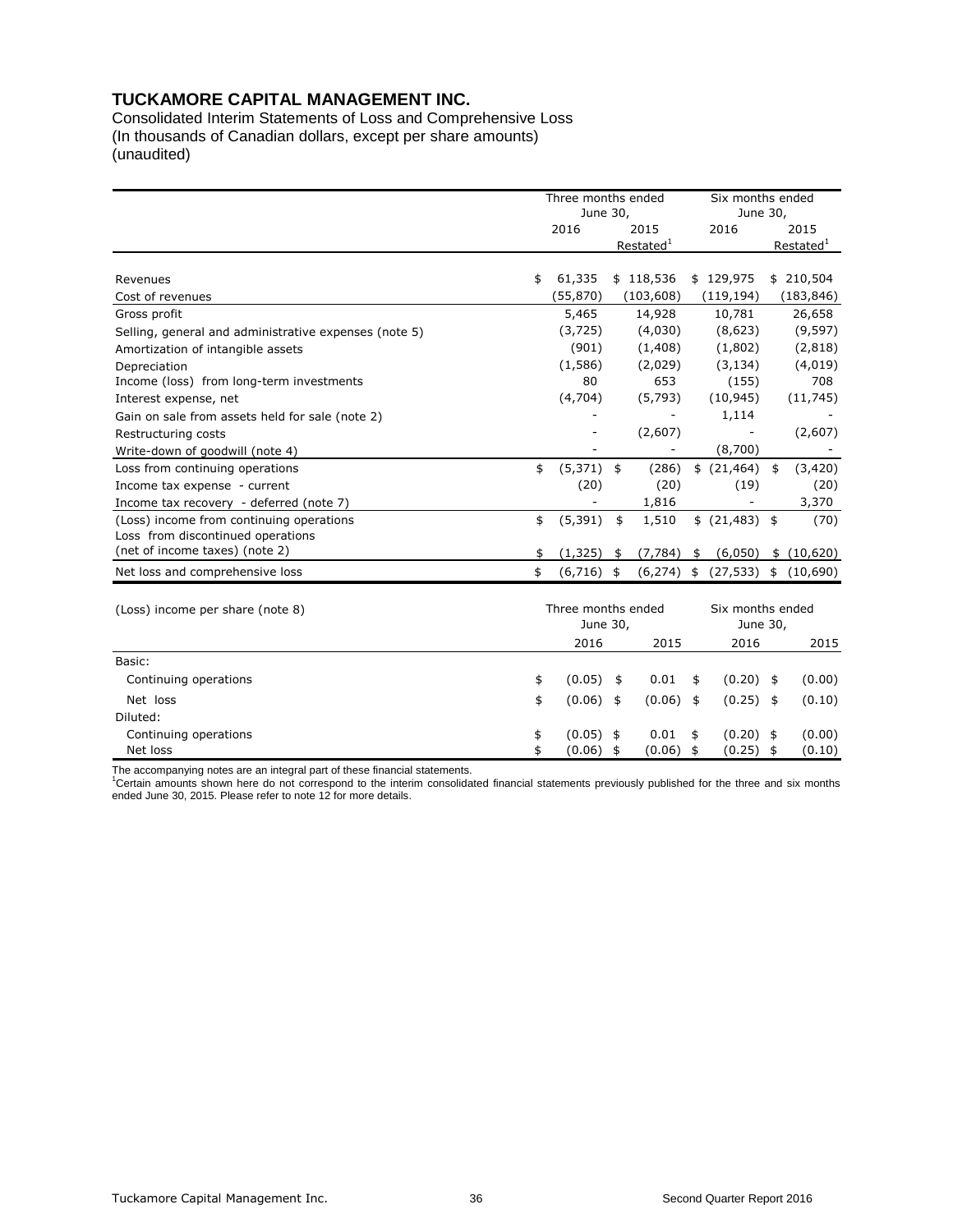# TUCKAMORE CAPITAL MANAGEMENT INC.

Consolidated Interim Statements of Loss and Comprehensive Loss
(In thousands of Canadian dollars, except per share amounts)
(unaudited)

| | Three months ended June 30, | | Six months ended June 30, | |
|---|---|---|---|---|
| | 2016 | 2015 Restated[1] | 2016 | 2015 Restated[1] |
| Revenues | $ 61,335 | $ 118,536 | $ 129,975 | $ 210,504 |
| Cost of revenues | (55,870) | (103,608) | (119,194) | (183,846) |
| Gross profit | 5,465 | 14,928 | 10,781 | 26,658 |
| Selling, general and administrative expenses (note 5) | (3,725) | (4,030) | (8,623) | (9,597) |
| Amortization of intangible assets | (901) | (1,408) | (1,802) | (2,818) |
| Depreciation | (1,586) | (2,029) | (3,134) | (4,019) |
| Income (loss) from long-term investments | 80 | 653 | (155) | 708 |
| Interest expense, net | (4,704) | (5,793) | (10,945) | (11,745) |
| Gain on sale from assets held for sale (note 2) | - | - | 1,114 | - |
| Restructuring costs | - | (2,607) | - | (2,607) |
| Write-down of goodwill (note 4) | - | - | (8,700) | - |
| Loss from continuing operations | $ (5,371) | $ (286) | $ (21,464) | $ (3,420) |
| Income tax expense - current | (20) | (20) | (19) | (20) |
| Income tax recovery - deferred (note 7) | - | 1,816 | - | 3,370 |
| (Loss) income from continuing operations | $ (5,391) | $ 1,510 | $ (21,483) | $ (70) |
| Loss from discontinued operations (net of income taxes) (note 2) | $ (1,325) | $ (7,784) | $ (6,050) | $ (10,620) |
| Net loss and comprehensive loss | $ (6,716) | $ (6,274) | $ (27,533) | $ (10,690) |

| (Loss) income per share (note 8) | Three months ended June 30, | | Six months ended June 30, | |
|---|---|---|---|---|
| | 2016 | 2015 | 2016 | 2015 |
| Basic: | | | | |
| Continuing operations | $ (0.05) | $ 0.01 | $ (0.20) | $ (0.00) |
| Net loss | $ (0.06) | $ (0.06) | $ (0.25) | $ (0.10) |
| Diluted: | | | | |
| Continuing operations | $ (0.05) | $ 0.01 | $ (0.20) | $ (0.00) |
| Net loss | $ (0.06) | $ (0.06) | $ (0.25) | $ (0.10) |

The accompanying notes are an integral part of these financial statements.

[1]Certain amounts shown here do not correspond to the interim consolidated financial statements previously published for the three and six months ended June 30, 2015. Please refer to note 12 for more details.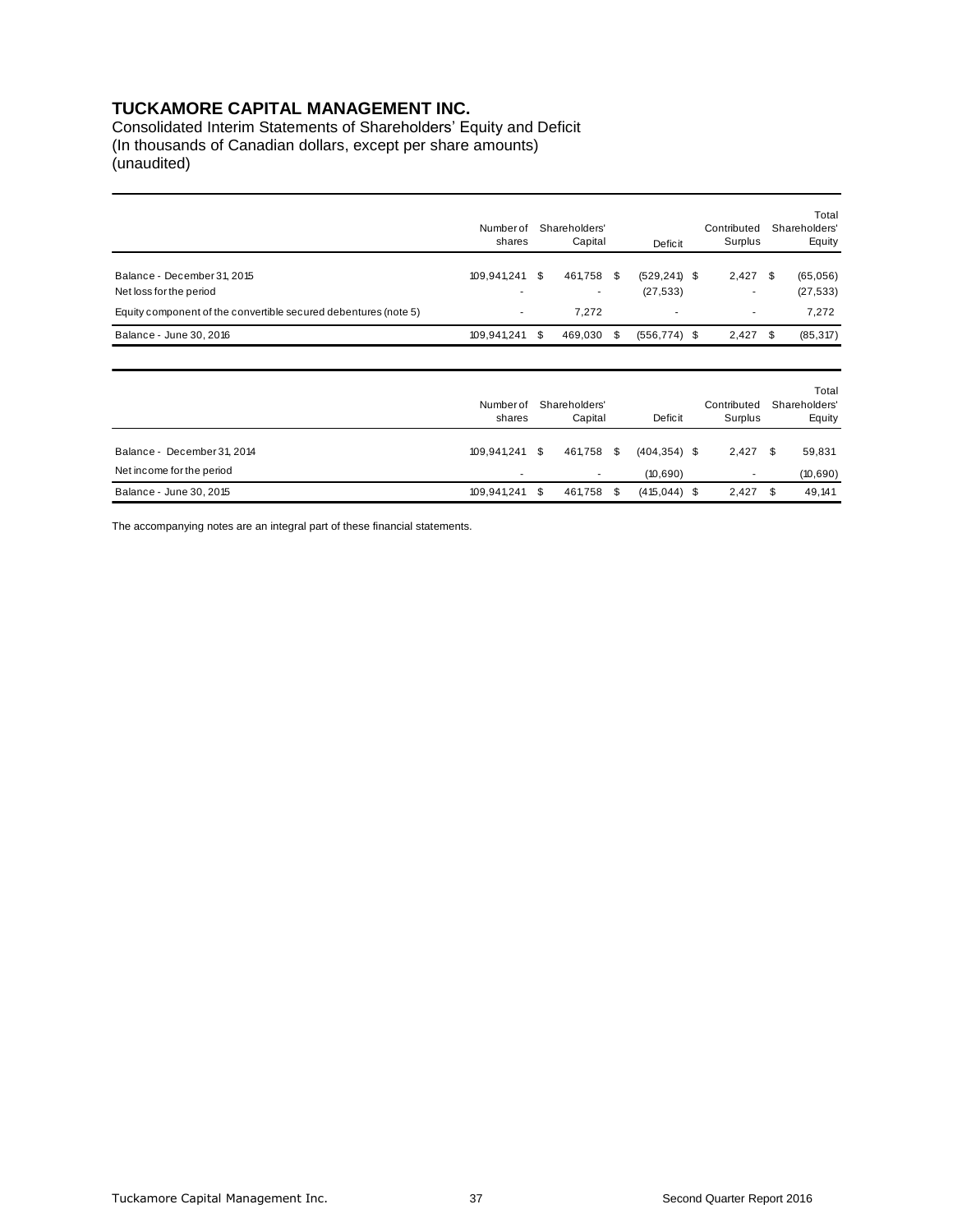# TUCKAMORE CAPITAL MANAGEMENT INC.

Consolidated Interim Statements of Shareholders' Equity and Deficit
(In thousands of Canadian dollars, except per share amounts)
(unaudited)

| | Number of shares | Shareholders' Capital | Deficit | Contributed Surplus | Total Shareholders' Equity |
|---|---|---|---|---|---|
| Balance - December 31, 2015 | 109,941,241 | $ 461,758 | $ (529,241) | $ 2,427 | $ (65,056) |
| Net loss for the period | - | - | (27,533) | - | (27,533) |
| Equity component of the convertible secured debentures (note 5) | - | 7,272 | - | - | 7,272 |
| Balance - June 30, 2016 | 109,941,241 | $ 469,030 | $ (556,774) | $ 2,427 | $ (85,317) |

| | Number of shares | Shareholders' Capital | Deficit | Contributed Surplus | Total Shareholders' Equity |
|---|---|---|---|---|---|
| Balance - December 31, 2014 | 109,941,241 | $ 461,758 | $ (404,354) | $ 2,427 | $ 59,831 |
| Net income for the period | - | - | (10,690) | - | (10,690) |
| Balance - June 30, 2015 | 109,941,241 | $ 461,758 | $ (415,044) | $ 2,427 | $ 49,141 |

The accompanying notes are an integral part of these financial statements.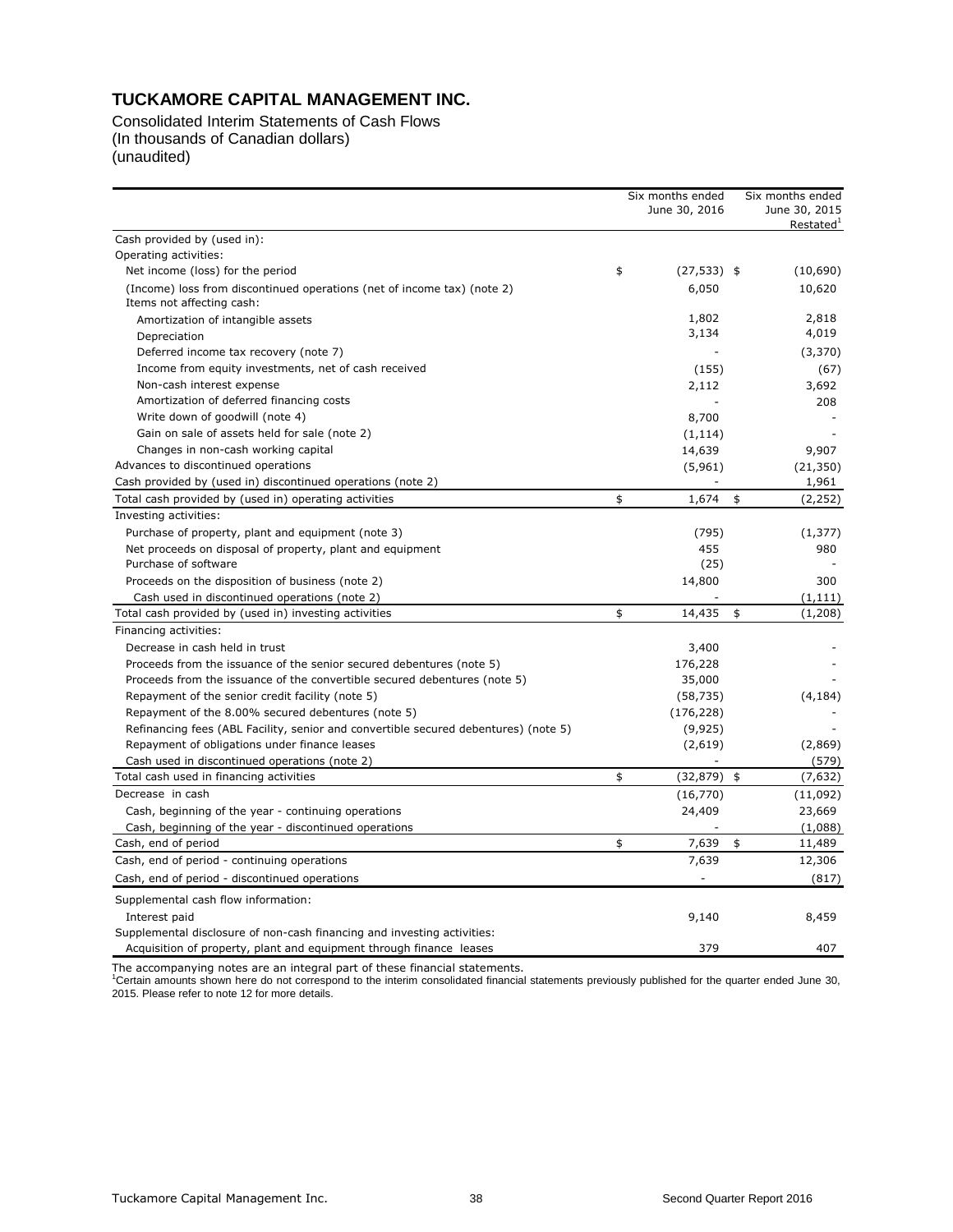## TUCKAMORE CAPITAL MANAGEMENT INC.

Consolidated Interim Statements of Cash Flows
(In thousands of Canadian dollars)
(unaudited)

| | Six months ended June 30, 2016 | Six months ended June 30, 2015 Restated[1] |
|---|---|---|
| Cash provided by (used in): | | |
| Operating activities: | | |
| Net income (loss) for the period | $ (27,533) | $ (10,690) |
| (Income) loss from discontinued operations (net of income tax) (note 2) | 6,050 | 10,620 |
| Items not affecting cash: | | |
| Amortization of intangible assets | 1,802 | 2,818 |
| Depreciation | 3,134 | 4,019 |
| Deferred income tax recovery (note 7) | - | (3,370) |
| Income from equity investments, net of cash received | (155) | (67) |
| Non-cash interest expense | 2,112 | 3,692 |
| Amortization of deferred financing costs | - | 208 |
| Write down of goodwill (note 4) | 8,700 | - |
| Gain on sale of assets held for sale (note 2) | (1,114) | - |
| Changes in non-cash working capital | 14,639 | 9,907 |
| Advances to discontinued operations | (5,961) | (21,350) |
| Cash provided by (used in) discontinued operations (note 2) | - | 1,961 |
| Total cash provided by (used in) operating activities | $ 1,674 | $ (2,252) |
| Investing activities: | | |
| Purchase of property, plant and equipment (note 3) | (795) | (1,377) |
| Net proceeds on disposal of property, plant and equipment | 455 | 980 |
| Purchase of software | (25) | - |
| Proceeds on the disposition of business (note 2) | 14,800 | 300 |
| Cash used in discontinued operations (note 2) | - | (1,111) |
| Total cash provided by (used in) investing activities | $ 14,435 | $ (1,208) |
| Financing activities: | | |
| Decrease in cash held in trust | 3,400 | - |
| Proceeds from the issuance of the senior secured debentures (note 5) | 176,228 | - |
| Proceeds from the issuance of the convertible secured debentures (note 5) | 35,000 | - |
| Repayment of the senior credit facility (note 5) | (58,735) | (4,184) |
| Repayment of the 8.00% secured debentures (note 5) | (176,228) | - |
| Refinancing fees (ABL Facility, senior and convertible secured debentures) (note 5) | (9,925) | - |
| Repayment of obligations under finance leases | (2,619) | (2,869) |
| Cash used in discontinued operations (note 2) | - | (579) |
| Total cash used in financing activities | $ (32,879) | $ (7,632) |
| Decrease in cash | (16,770) | (11,092) |
| Cash, beginning of the year - continuing operations | 24,409 | 23,669 |
| Cash, beginning of the year - discontinued operations | - | (1,088) |
| Cash, end of period | $ 7,639 | $ 11,489 |
| Cash, end of period - continuing operations | 7,639 | 12,306 |
| Cash, end of period - discontinued operations | - | (817) |
| Supplemental cash flow information: | | |
| Interest paid | 9,140 | 8,459 |
| Supplemental disclosure of non-cash financing and investing activities: | | |
| Acquisition of property, plant and equipment through finance leases | 379 | 407 |

The accompanying notes are an integral part of these financial statements.
[1]Certain amounts shown here do not correspond to the interim consolidated financial statements previously published for the quarter ended June 30, 2015. Please refer to note 12 for more details.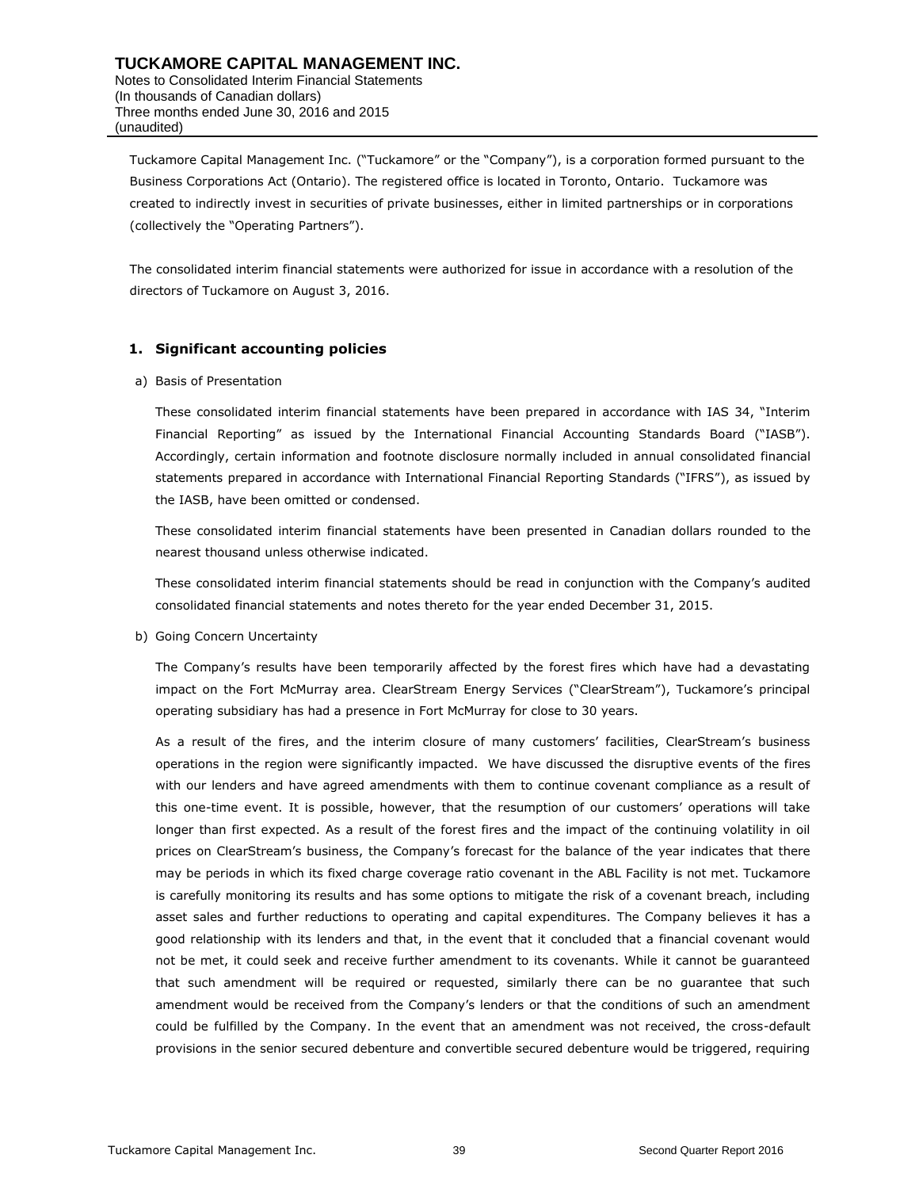Tuckamore Capital Management Inc. ("Tuckamore" or the "Company"), is a corporation formed pursuant to the Business Corporations Act (Ontario). The registered office is located in Toronto, Ontario. Tuckamore was created to indirectly invest in securities of private businesses, either in limited partnerships or in corporations (collectively the "Operating Partners").

The consolidated interim financial statements were authorized for issue in accordance with a resolution of the directors of Tuckamore on August 3, 2016.

## 1. Significant accounting policies

a) Basis of Presentation

These consolidated interim financial statements have been prepared in accordance with IAS 34, "Interim Financial Reporting" as issued by the International Financial Accounting Standards Board ("IASB"). Accordingly, certain information and footnote disclosure normally included in annual consolidated financial statements prepared in accordance with International Financial Reporting Standards ("IFRS"), as issued by the IASB, have been omitted or condensed.

These consolidated interim financial statements have been presented in Canadian dollars rounded to the nearest thousand unless otherwise indicated.

These consolidated interim financial statements should be read in conjunction with the Company's audited consolidated financial statements and notes thereto for the year ended December 31, 2015.

b) Going Concern Uncertainty

The Company's results have been temporarily affected by the forest fires which have had a devastating impact on the Fort McMurray area. ClearStream Energy Services ("ClearStream"), Tuckamore's principal operating subsidiary has had a presence in Fort McMurray for close to 30 years.

As a result of the fires, and the interim closure of many customers' facilities, ClearStream's business operations in the region were significantly impacted. We have discussed the disruptive events of the fires with our lenders and have agreed amendments with them to continue covenant compliance as a result of this one-time event. It is possible, however, that the resumption of our customers' operations will take longer than first expected. As a result of the forest fires and the impact of the continuing volatility in oil prices on ClearStream's business, the Company's forecast for the balance of the year indicates that there may be periods in which its fixed charge coverage ratio covenant in the ABL Facility is not met. Tuckamore is carefully monitoring its results and has some options to mitigate the risk of a covenant breach, including asset sales and further reductions to operating and capital expenditures. The Company believes it has a good relationship with its lenders and that, in the event that it concluded that a financial covenant would not be met, it could seek and receive further amendment to its covenants. While it cannot be guaranteed that such amendment will be required or requested, similarly there can be no guarantee that such amendment would be received from the Company's lenders or that the conditions of such an amendment could be fulfilled by the Company. In the event that an amendment was not received, the cross-default provisions in the senior secured debenture and convertible secured debenture would be triggered, requiring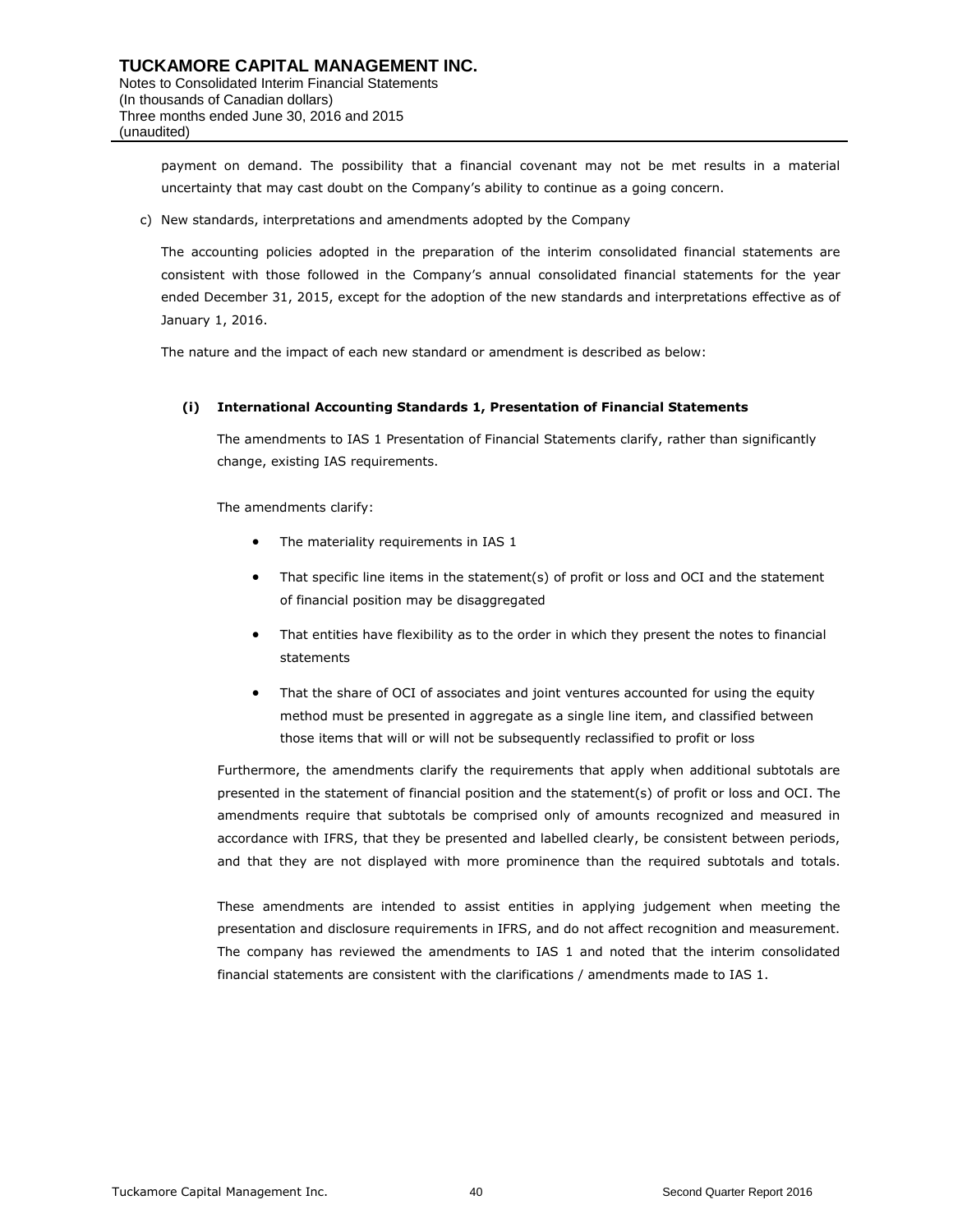payment on demand. The possibility that a financial covenant may not be met results in a material uncertainty that may cast doubt on the Company's ability to continue as a going concern.

c) New standards, interpretations and amendments adopted by the Company

The accounting policies adopted in the preparation of the interim consolidated financial statements are consistent with those followed in the Company's annual consolidated financial statements for the year ended December 31, 2015, except for the adoption of the new standards and interpretations effective as of January 1, 2016.

The nature and the impact of each new standard or amendment is described as below:

**(i) International Accounting Standards 1, Presentation of Financial Statements**

The amendments to IAS 1 Presentation of Financial Statements clarify, rather than significantly change, existing IAS requirements.

The amendments clarify:

- The materiality requirements in IAS 1
- That specific line items in the statement(s) of profit or loss and OCI and the statement of financial position may be disaggregated
- That entities have flexibility as to the order in which they present the notes to financial statements
- That the share of OCI of associates and joint ventures accounted for using the equity method must be presented in aggregate as a single line item, and classified between those items that will or will not be subsequently reclassified to profit or loss

Furthermore, the amendments clarify the requirements that apply when additional subtotals are presented in the statement of financial position and the statement(s) of profit or loss and OCI. The amendments require that subtotals be comprised only of amounts recognized and measured in accordance with IFRS, that they be presented and labelled clearly, be consistent between periods, and that they are not displayed with more prominence than the required subtotals and totals.

These amendments are intended to assist entities in applying judgement when meeting the presentation and disclosure requirements in IFRS, and do not affect recognition and measurement. The company has reviewed the amendments to IAS 1 and noted that the interim consolidated financial statements are consistent with the clarifications / amendments made to IAS 1.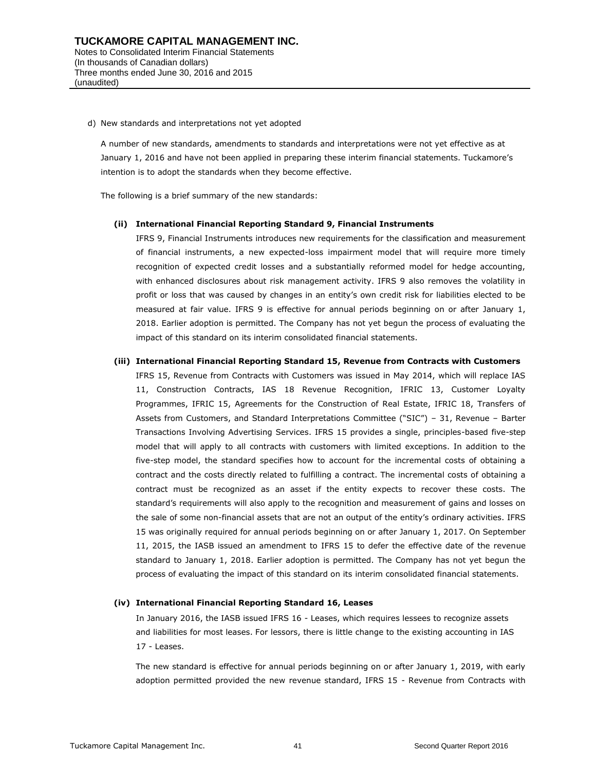d) New standards and interpretations not yet adopted

A number of new standards, amendments to standards and interpretations were not yet effective as at January 1, 2016 and have not been applied in preparing these interim financial statements. Tuckamore's intention is to adopt the standards when they become effective.

The following is a brief summary of the new standards:

**(ii) International Financial Reporting Standard 9, Financial Instruments**

IFRS 9, Financial Instruments introduces new requirements for the classification and measurement of financial instruments, a new expected-loss impairment model that will require more timely recognition of expected credit losses and a substantially reformed model for hedge accounting, with enhanced disclosures about risk management activity. IFRS 9 also removes the volatility in profit or loss that was caused by changes in an entity's own credit risk for liabilities elected to be measured at fair value. IFRS 9 is effective for annual periods beginning on or after January 1, 2018. Earlier adoption is permitted. The Company has not yet begun the process of evaluating the impact of this standard on its interim consolidated financial statements.

**(iii) International Financial Reporting Standard 15, Revenue from Contracts with Customers**

IFRS 15, Revenue from Contracts with Customers was issued in May 2014, which will replace IAS 11, Construction Contracts, IAS 18 Revenue Recognition, IFRIC 13, Customer Loyalty Programmes, IFRIC 15, Agreements for the Construction of Real Estate, IFRIC 18, Transfers of Assets from Customers, and Standard Interpretations Committee ("SIC") – 31, Revenue – Barter Transactions Involving Advertising Services. IFRS 15 provides a single, principles-based five-step model that will apply to all contracts with customers with limited exceptions. In addition to the five-step model, the standard specifies how to account for the incremental costs of obtaining a contract and the costs directly related to fulfilling a contract. The incremental costs of obtaining a contract must be recognized as an asset if the entity expects to recover these costs. The standard's requirements will also apply to the recognition and measurement of gains and losses on the sale of some non-financial assets that are not an output of the entity's ordinary activities. IFRS 15 was originally required for annual periods beginning on or after January 1, 2017. On September 11, 2015, the IASB issued an amendment to IFRS 15 to defer the effective date of the revenue standard to January 1, 2018. Earlier adoption is permitted. The Company has not yet begun the process of evaluating the impact of this standard on its interim consolidated financial statements.

**(iv) International Financial Reporting Standard 16, Leases**

In January 2016, the IASB issued IFRS 16 - Leases, which requires lessees to recognize assets and liabilities for most leases. For lessors, there is little change to the existing accounting in IAS 17 - Leases.

The new standard is effective for annual periods beginning on or after January 1, 2019, with early adoption permitted provided the new revenue standard, IFRS 15 - Revenue from Contracts with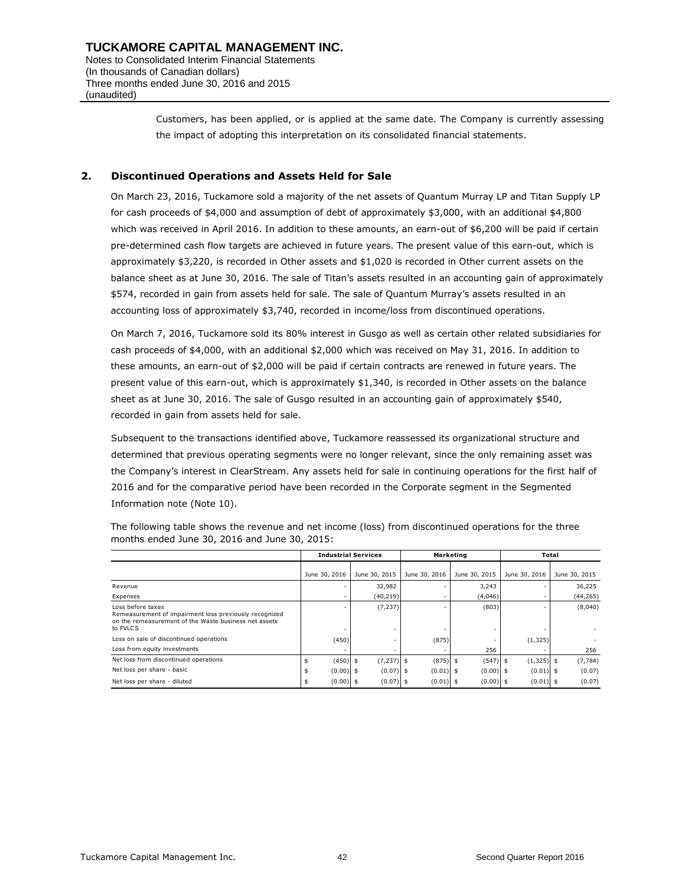Customers, has been applied, or is applied at the same date. The Company is currently assessing the impact of adopting this interpretation on its consolidated financial statements.

## 2. Discontinued Operations and Assets Held for Sale

On March 23, 2016, Tuckamore sold a majority of the net assets of Quantum Murray LP and Titan Supply LP for cash proceeds of $4,000 and assumption of debt of approximately $3,000, with an additional $4,800 which was received in April 2016. In addition to these amounts, an earn-out of $6,200 will be paid if certain pre-determined cash flow targets are achieved in future years. The present value of this earn-out, which is approximately $3,220, is recorded in Other assets and $1,020 is recorded in Other current assets on the balance sheet as at June 30, 2016. The sale of Titan's assets resulted in an accounting gain of approximately $574, recorded in gain from assets held for sale. The sale of Quantum Murray's assets resulted in an accounting loss of approximately $3,740, recorded in income/loss from discontinued operations.

On March 7, 2016, Tuckamore sold its 80% interest in Gusgo as well as certain other related subsidiaries for cash proceeds of $4,000, with an additional $2,000 which was received on May 31, 2016. In addition to these amounts, an earn-out of $2,000 will be paid if certain contracts are renewed in future years. The present value of this earn-out, which is approximately $1,340, is recorded in Other assets on the balance sheet as at June 30, 2016. The sale of Gusgo resulted in an accounting gain of approximately $540, recorded in gain from assets held for sale.

Subsequent to the transactions identified above, Tuckamore reassessed its organizational structure and determined that previous operating segments were no longer relevant, since the only remaining asset was the Company's interest in ClearStream. Any assets held for sale in continuing operations for the first half of 2016 and for the comparative period have been recorded in the Corporate segment in the Segmented Information note (Note 10).

The following table shows the revenue and net income (loss) from discontinued operations for the three months ended June 30, 2016 and June 30, 2015:

| | Industrial Services | | Marketing | | Total | |
|---|---|---|---|---|---|---|
| | June 30, 2016 | June 30, 2015 | June 30, 2016 | June 30, 2015 | June 30, 2016 | June 30, 2015 |
| Revenue | - | 32,982 | - | 3,243 | - | 36,225 |
| Expenses | - | (40,219) | - | (4,046) | - | (44,265) |
| Loss before taxes | - | (7,237) | - | (803) | - | (8,040) |
| Remeasurement of impairment loss previously recognized on the remeasurement of the Waste business net assets to FVLCS | - | - | - | - | - | - |
| Loss on sale of discontinued operations | (450) | - | (875) | - | (1,325) | - |
| Loss from equity investments | - | - | - | 256 | - | 256 |
| Net loss from discontinued operations | $ (450) | $ (7,237) | $ (875) | $ (547) | $ (1,325) | $ (7,784) |
| Net loss per share - basic | $ (0.00) | $ (0.07) | $ (0.01) | $ (0.00) | $ (0.01) | $ (0.07) |
| Net loss per share - diluted | $ (0.00) | $ (0.07) | $ (0.01) | $ (0.00) | $ (0.01) | $ (0.07) |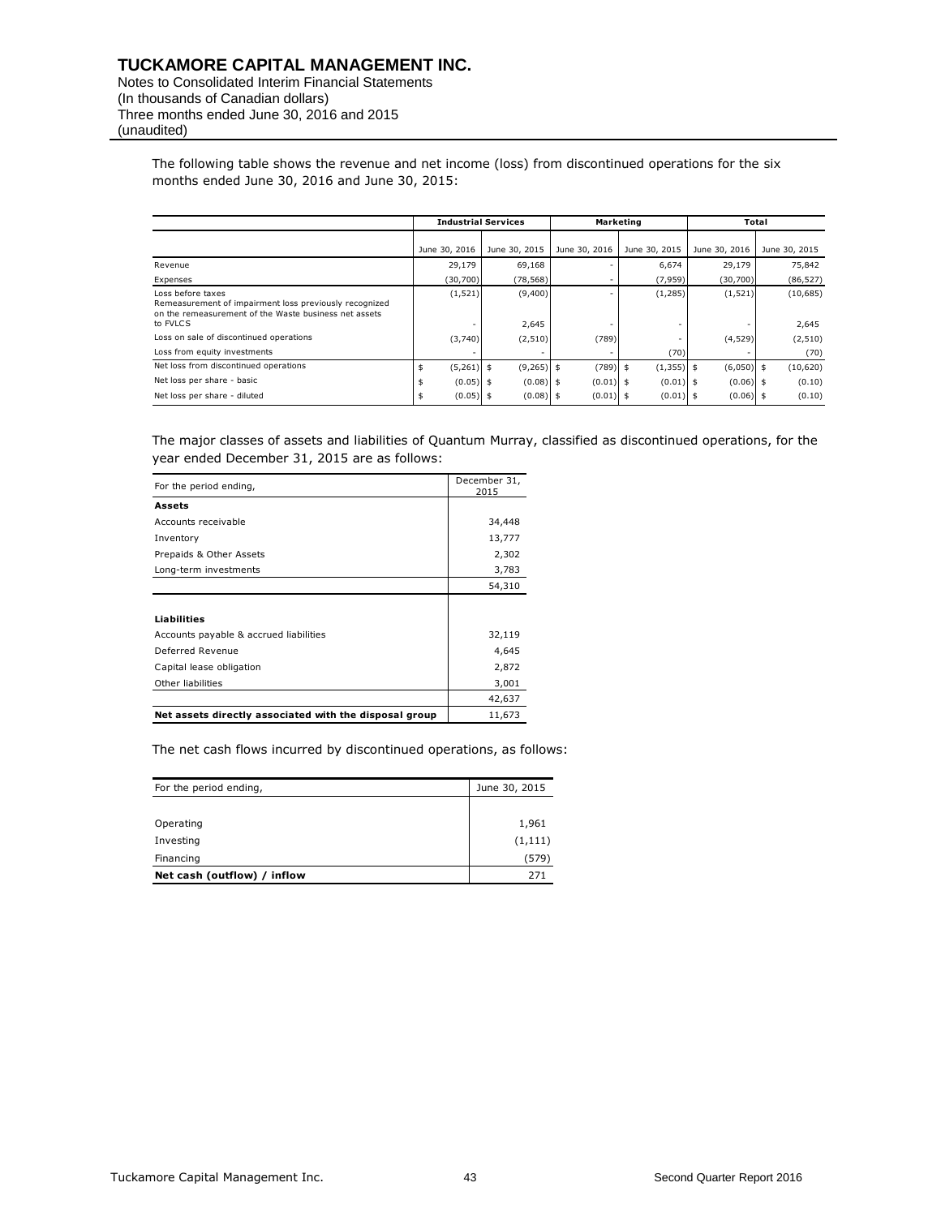The following table shows the revenue and net income (loss) from discontinued operations for the six months ended June 30, 2016 and June 30, 2015:

| | Industrial Services | | Marketing | | Total | |
|---|---|---|---|---|---|---|
| | June 30, 2016 | June 30, 2015 | June 30, 2016 | June 30, 2015 | June 30, 2016 | June 30, 2015 |
| Revenue | 29,179 | 69,168 | - | 6,674 | 29,179 | 75,842 |
| Expenses | (30,700) | (78,568) | - | (7,959) | (30,700) | (86,527) |
| Loss before taxes | (1,521) | (9,400) | - | (1,285) | (1,521) | (10,685) |
| Remeasurement of impairment loss previously recognized on the remeasurement of the Waste business net assets to FVLCS | - | 2,645 | - | - | - | 2,645 |
| Loss on sale of discontinued operations | (3,740) | (2,510) | (789) | - | (4,529) | (2,510) |
| Loss from equity investments | - | - | - | (70) | - | (70) |
| Net loss from discontinued operations | $ (5,261) | $ (9,265) | $ (789) | $ (1,355) | $ (6,050) | $ (10,620) |
| Net loss per share - basic | $ (0.05) | $ (0.08) | $ (0.01) | $ (0.01) | $ (0.06) | $ (0.10) |
| Net loss per share - diluted | $ (0.05) | $ (0.08) | $ (0.01) | $ (0.01) | $ (0.06) | $ (0.10) |

The major classes of assets and liabilities of Quantum Murray, classified as discontinued operations, for the year ended December 31, 2015 are as follows:

| For the period ending, | December 31, 2015 |
|---|---|
| **Assets** | |
| Accounts receivable | 34,448 |
| Inventory | 13,777 |
| Prepaids & Other Assets | 2,302 |
| Long-term investments | 3,783 |
| | 54,310 |
| **Liabilities** | |
| Accounts payable & accrued liabilities | 32,119 |
| Deferred Revenue | 4,645 |
| Capital lease obligation | 2,872 |
| Other liabilities | 3,001 |
| | 42,637 |
| **Net assets directly associated with the disposal group** | 11,673 |

The net cash flows incurred by discontinued operations, as follows:

| For the period ending, | June 30, 2015 |
|---|---|
| Operating | 1,961 |
| Investing | (1,111) |
| Financing | (579) |
| **Net cash (outflow) / inflow** | 271 |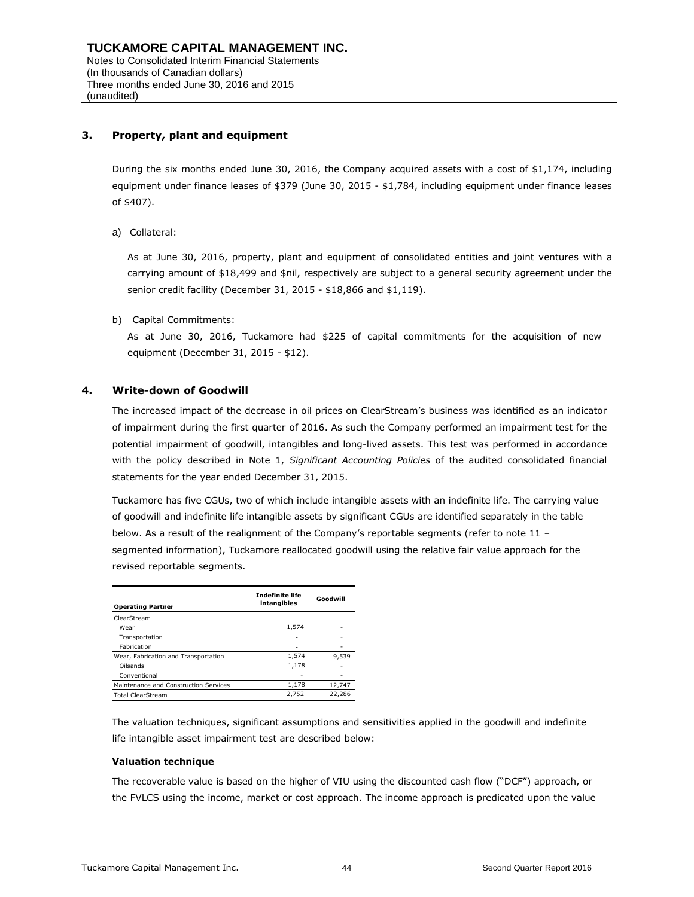## 3. Property, plant and equipment

During the six months ended June 30, 2016, the Company acquired assets with a cost of $1,174, including equipment under finance leases of $379 (June 30, 2015 - $1,784, including equipment under finance leases of $407).

a) Collateral:

As at June 30, 2016, property, plant and equipment of consolidated entities and joint ventures with a carrying amount of $18,499 and $nil, respectively are subject to a general security agreement under the senior credit facility (December 31, 2015 - $18,866 and $1,119).

b) Capital Commitments:

As at June 30, 2016, Tuckamore had $225 of capital commitments for the acquisition of new equipment (December 31, 2015 - $12).

## 4. Write-down of Goodwill

The increased impact of the decrease in oil prices on ClearStream's business was identified as an indicator of impairment during the first quarter of 2016. As such the Company performed an impairment test for the potential impairment of goodwill, intangibles and long-lived assets. This test was performed in accordance with the policy described in Note 1, *Significant Accounting Policies* of the audited consolidated financial statements for the year ended December 31, 2015.

Tuckamore has five CGUs, two of which include intangible assets with an indefinite life. The carrying value of goodwill and indefinite life intangible assets by significant CGUs are identified separately in the table below. As a result of the realignment of the Company's reportable segments (refer to note 11 – segmented information), Tuckamore reallocated goodwill using the relative fair value approach for the revised reportable segments.

| Operating Partner | Indefinite life intangibles | Goodwill |
|---|---|---|
| ClearStream | | |
| Wear | 1,574 | - |
| Transportation | - | - |
| Fabrication | - | - |
| Wear, Fabrication and Transportation | 1,574 | 9,539 |
| Oilsands | 1,178 | - |
| Conventional | - | - |
| Maintenance and Construction Services | 1,178 | 12,747 |
| Total ClearStream | 2,752 | 22,286 |

The valuation techniques, significant assumptions and sensitivities applied in the goodwill and indefinite life intangible asset impairment test are described below:

**Valuation technique**

The recoverable value is based on the higher of VIU using the discounted cash flow ("DCF") approach, or the FVLCS using the income, market or cost approach. The income approach is predicated upon the value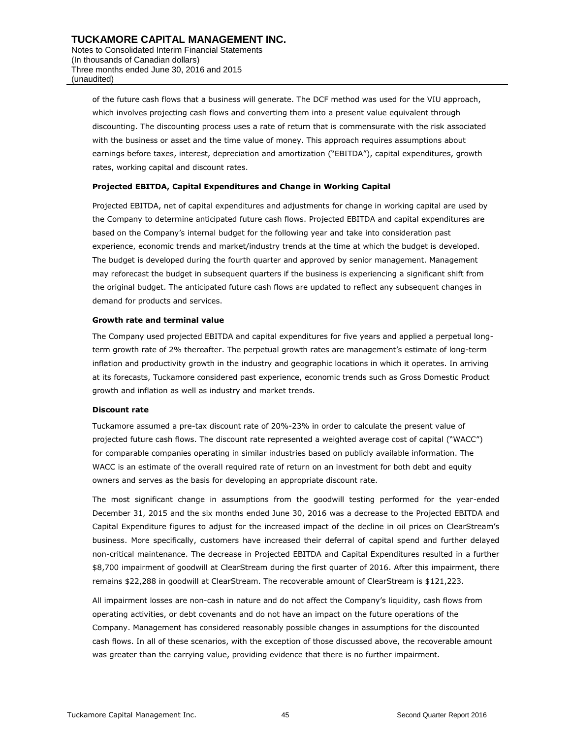of the future cash flows that a business will generate. The DCF method was used for the VIU approach, which involves projecting cash flows and converting them into a present value equivalent through discounting. The discounting process uses a rate of return that is commensurate with the risk associated with the business or asset and the time value of money. This approach requires assumptions about earnings before taxes, interest, depreciation and amortization ("EBITDA"), capital expenditures, growth rates, working capital and discount rates.

**Projected EBITDA, Capital Expenditures and Change in Working Capital**

Projected EBITDA, net of capital expenditures and adjustments for change in working capital are used by the Company to determine anticipated future cash flows. Projected EBITDA and capital expenditures are based on the Company's internal budget for the following year and take into consideration past experience, economic trends and market/industry trends at the time at which the budget is developed. The budget is developed during the fourth quarter and approved by senior management. Management may reforecast the budget in subsequent quarters if the business is experiencing a significant shift from the original budget. The anticipated future cash flows are updated to reflect any subsequent changes in demand for products and services.

**Growth rate and terminal value**

The Company used projected EBITDA and capital expenditures for five years and applied a perpetual long-term growth rate of 2% thereafter. The perpetual growth rates are management's estimate of long-term inflation and productivity growth in the industry and geographic locations in which it operates. In arriving at its forecasts, Tuckamore considered past experience, economic trends such as Gross Domestic Product growth and inflation as well as industry and market trends.

**Discount rate**

Tuckamore assumed a pre-tax discount rate of 20%-23% in order to calculate the present value of projected future cash flows. The discount rate represented a weighted average cost of capital ("WACC") for comparable companies operating in similar industries based on publicly available information. The WACC is an estimate of the overall required rate of return on an investment for both debt and equity owners and serves as the basis for developing an appropriate discount rate.

The most significant change in assumptions from the goodwill testing performed for the year-ended December 31, 2015 and the six months ended June 30, 2016 was a decrease to the Projected EBITDA and Capital Expenditure figures to adjust for the increased impact of the decline in oil prices on ClearStream's business. More specifically, customers have increased their deferral of capital spend and further delayed non-critical maintenance. The decrease in Projected EBITDA and Capital Expenditures resulted in a further $8,700 impairment of goodwill at ClearStream during the first quarter of 2016. After this impairment, there remains $22,288 in goodwill at ClearStream. The recoverable amount of ClearStream is $121,223.

All impairment losses are non-cash in nature and do not affect the Company's liquidity, cash flows from operating activities, or debt covenants and do not have an impact on the future operations of the Company. Management has considered reasonably possible changes in assumptions for the discounted cash flows. In all of these scenarios, with the exception of those discussed above, the recoverable amount was greater than the carrying value, providing evidence that there is no further impairment.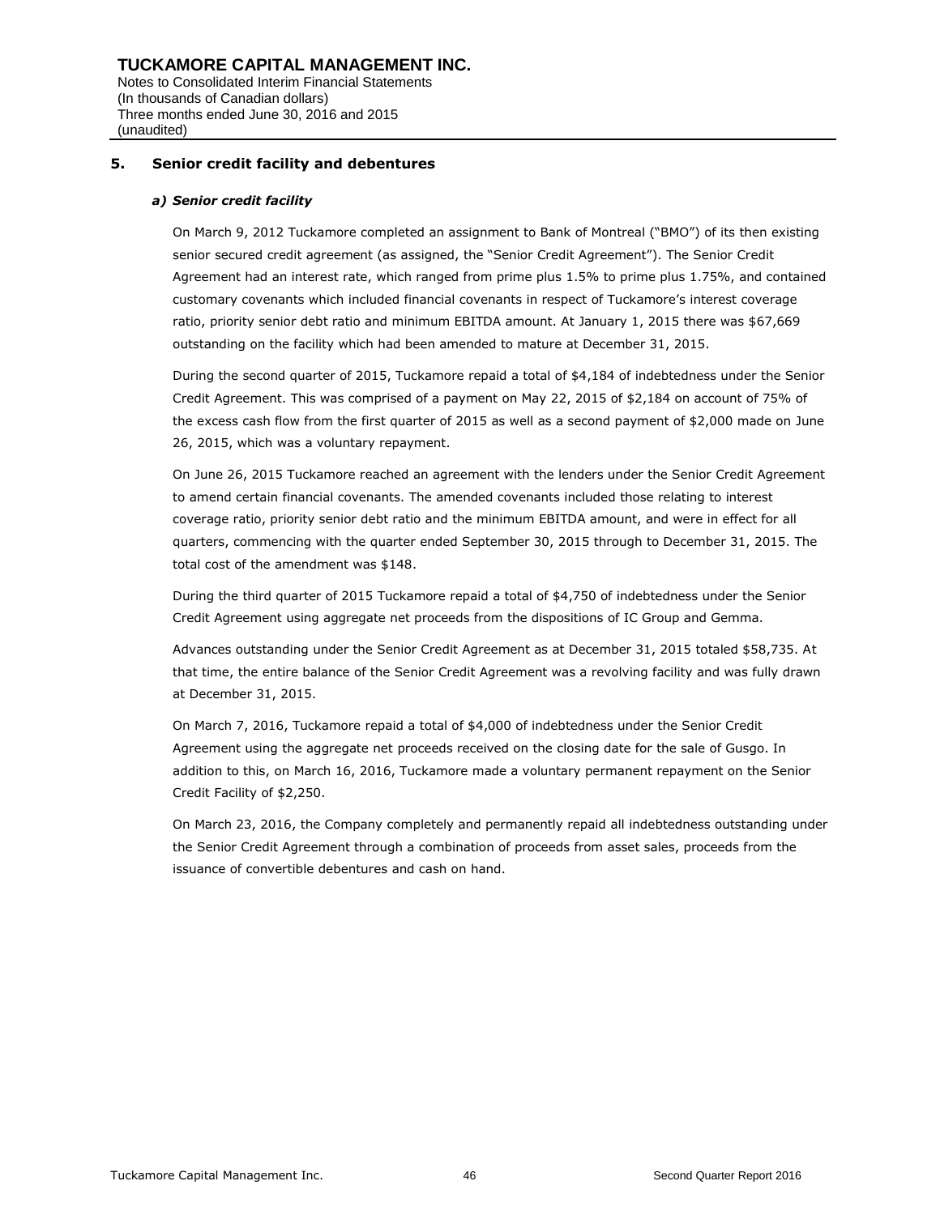## 5. Senior credit facility and debentures

### *a) Senior credit facility*

On March 9, 2012 Tuckamore completed an assignment to Bank of Montreal ("BMO") of its then existing senior secured credit agreement (as assigned, the "Senior Credit Agreement"). The Senior Credit Agreement had an interest rate, which ranged from prime plus 1.5% to prime plus 1.75%, and contained customary covenants which included financial covenants in respect of Tuckamore's interest coverage ratio, priority senior debt ratio and minimum EBITDA amount. At January 1, 2015 there was $67,669 outstanding on the facility which had been amended to mature at December 31, 2015.

During the second quarter of 2015, Tuckamore repaid a total of $4,184 of indebtedness under the Senior Credit Agreement. This was comprised of a payment on May 22, 2015 of $2,184 on account of 75% of the excess cash flow from the first quarter of 2015 as well as a second payment of $2,000 made on June 26, 2015, which was a voluntary repayment.

On June 26, 2015 Tuckamore reached an agreement with the lenders under the Senior Credit Agreement to amend certain financial covenants. The amended covenants included those relating to interest coverage ratio, priority senior debt ratio and the minimum EBITDA amount, and were in effect for all quarters, commencing with the quarter ended September 30, 2015 through to December 31, 2015. The total cost of the amendment was $148.

During the third quarter of 2015 Tuckamore repaid a total of $4,750 of indebtedness under the Senior Credit Agreement using aggregate net proceeds from the dispositions of IC Group and Gemma.

Advances outstanding under the Senior Credit Agreement as at December 31, 2015 totaled $58,735. At that time, the entire balance of the Senior Credit Agreement was a revolving facility and was fully drawn at December 31, 2015.

On March 7, 2016, Tuckamore repaid a total of $4,000 of indebtedness under the Senior Credit Agreement using the aggregate net proceeds received on the closing date for the sale of Gusgo. In addition to this, on March 16, 2016, Tuckamore made a voluntary permanent repayment on the Senior Credit Facility of $2,250.

On March 23, 2016, the Company completely and permanently repaid all indebtedness outstanding under the Senior Credit Agreement through a combination of proceeds from asset sales, proceeds from the issuance of convertible debentures and cash on hand.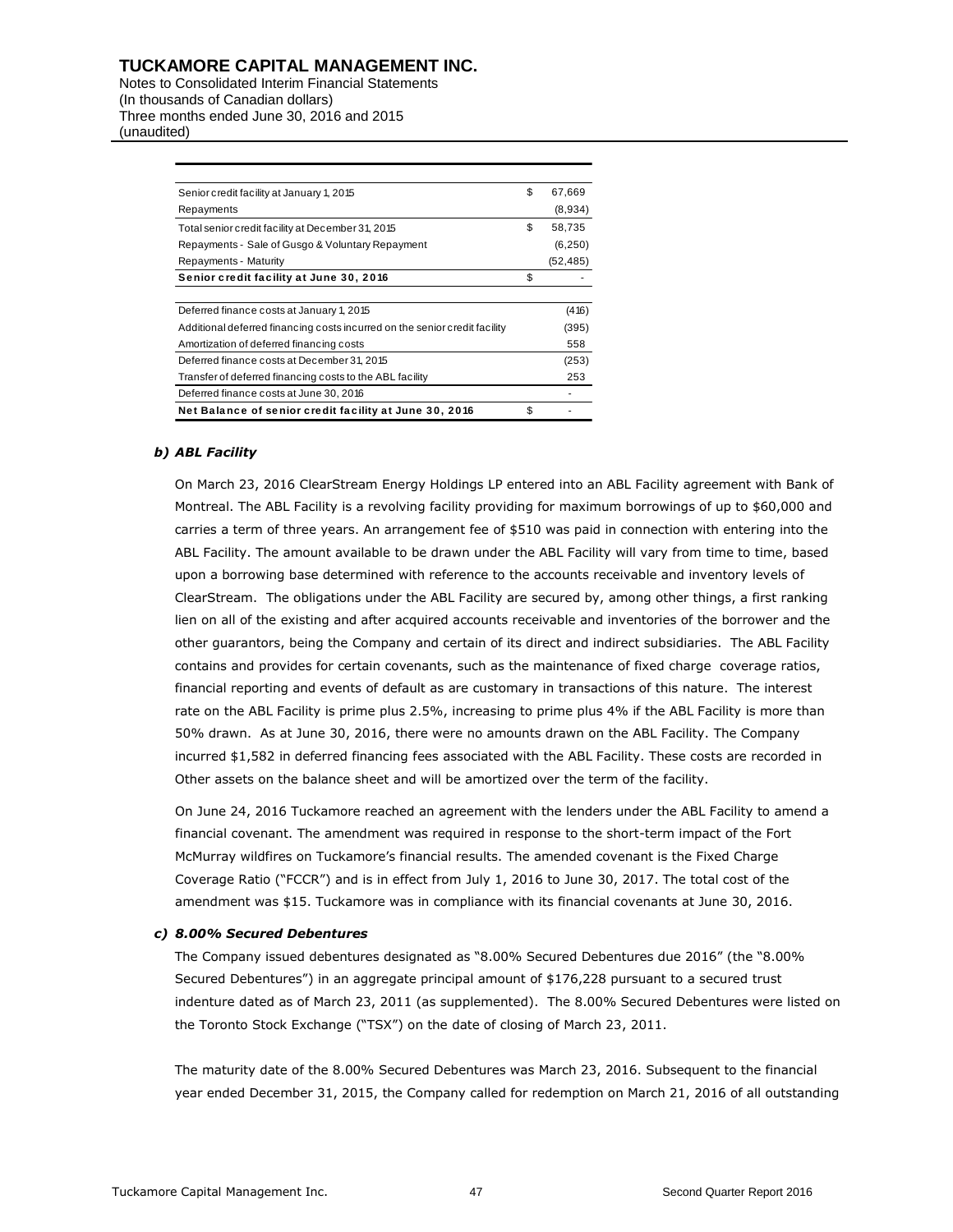| | | |
|---|---|---|
| Senior credit facility at January 1, 2015 | $ | 67,669 |
| Repayments | | (8,934) |
| Total senior credit facility at December 31, 2015 | $ | 58,735 |
| Repayments - Sale of Gusgo & Voluntary Repayment | | (6,250) |
| Repayments - Maturity | | (52,485) |
| **Senior credit facility at June 30, 2016** | $ | - |
| | | |
| Deferred finance costs at January 1, 2015 | | (416) |
| Additional deferred financing costs incurred on the senior credit facility | | (395) |
| Amortization of deferred financing costs | | 558 |
| Deferred finance costs at December 31, 2015 | | (253) |
| Transfer of deferred financing costs to the ABL facility | | 253 |
| Deferred finance costs at June 30, 2016 | | - |
| **Net Balance of senior credit facility at June 30, 2016** | $ | - |

### *b) ABL Facility*

On March 23, 2016 ClearStream Energy Holdings LP entered into an ABL Facility agreement with Bank of Montreal. The ABL Facility is a revolving facility providing for maximum borrowings of up to $60,000 and carries a term of three years. An arrangement fee of $510 was paid in connection with entering into the ABL Facility. The amount available to be drawn under the ABL Facility will vary from time to time, based upon a borrowing base determined with reference to the accounts receivable and inventory levels of ClearStream. The obligations under the ABL Facility are secured by, among other things, a first ranking lien on all of the existing and after acquired accounts receivable and inventories of the borrower and the other guarantors, being the Company and certain of its direct and indirect subsidiaries. The ABL Facility contains and provides for certain covenants, such as the maintenance of fixed charge coverage ratios, financial reporting and events of default as are customary in transactions of this nature. The interest rate on the ABL Facility is prime plus 2.5%, increasing to prime plus 4% if the ABL Facility is more than 50% drawn. As at June 30, 2016, there were no amounts drawn on the ABL Facility. The Company incurred $1,582 in deferred financing fees associated with the ABL Facility. These costs are recorded in Other assets on the balance sheet and will be amortized over the term of the facility.

On June 24, 2016 Tuckamore reached an agreement with the lenders under the ABL Facility to amend a financial covenant. The amendment was required in response to the short-term impact of the Fort McMurray wildfires on Tuckamore's financial results. The amended covenant is the Fixed Charge Coverage Ratio ("FCCR") and is in effect from July 1, 2016 to June 30, 2017. The total cost of the amendment was $15. Tuckamore was in compliance with its financial covenants at June 30, 2016.

### *c) 8.00% Secured Debentures*

The Company issued debentures designated as "8.00% Secured Debentures due 2016" (the "8.00% Secured Debentures") in an aggregate principal amount of $176,228 pursuant to a secured trust indenture dated as of March 23, 2011 (as supplemented). The 8.00% Secured Debentures were listed on the Toronto Stock Exchange ("TSX") on the date of closing of March 23, 2011.

The maturity date of the 8.00% Secured Debentures was March 23, 2016. Subsequent to the financial year ended December 31, 2015, the Company called for redemption on March 21, 2016 of all outstanding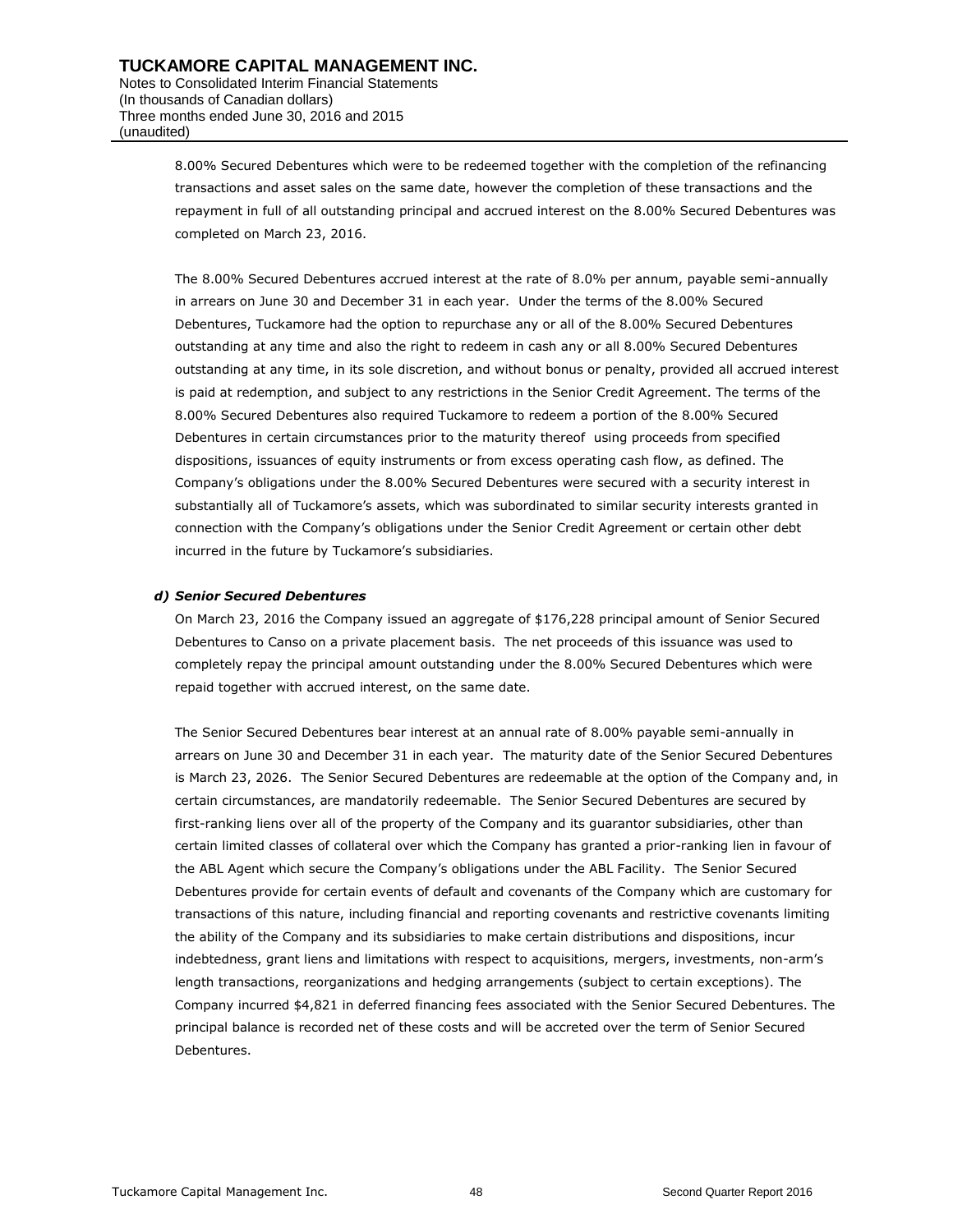8.00% Secured Debentures which were to be redeemed together with the completion of the refinancing transactions and asset sales on the same date, however the completion of these transactions and the repayment in full of all outstanding principal and accrued interest on the 8.00% Secured Debentures was completed on March 23, 2016.

The 8.00% Secured Debentures accrued interest at the rate of 8.0% per annum, payable semi-annually in arrears on June 30 and December 31 in each year. Under the terms of the 8.00% Secured Debentures, Tuckamore had the option to repurchase any or all of the 8.00% Secured Debentures outstanding at any time and also the right to redeem in cash any or all 8.00% Secured Debentures outstanding at any time, in its sole discretion, and without bonus or penalty, provided all accrued interest is paid at redemption, and subject to any restrictions in the Senior Credit Agreement. The terms of the 8.00% Secured Debentures also required Tuckamore to redeem a portion of the 8.00% Secured Debentures in certain circumstances prior to the maturity thereof using proceeds from specified dispositions, issuances of equity instruments or from excess operating cash flow, as defined. The Company's obligations under the 8.00% Secured Debentures were secured with a security interest in substantially all of Tuckamore's assets, which was subordinated to similar security interests granted in connection with the Company's obligations under the Senior Credit Agreement or certain other debt incurred in the future by Tuckamore's subsidiaries.

***d) Senior Secured Debentures***

On March 23, 2016 the Company issued an aggregate of $176,228 principal amount of Senior Secured Debentures to Canso on a private placement basis. The net proceeds of this issuance was used to completely repay the principal amount outstanding under the 8.00% Secured Debentures which were repaid together with accrued interest, on the same date.

The Senior Secured Debentures bear interest at an annual rate of 8.00% payable semi-annually in arrears on June 30 and December 31 in each year. The maturity date of the Senior Secured Debentures is March 23, 2026. The Senior Secured Debentures are redeemable at the option of the Company and, in certain circumstances, are mandatorily redeemable. The Senior Secured Debentures are secured by first-ranking liens over all of the property of the Company and its guarantor subsidiaries, other than certain limited classes of collateral over which the Company has granted a prior-ranking lien in favour of the ABL Agent which secure the Company's obligations under the ABL Facility. The Senior Secured Debentures provide for certain events of default and covenants of the Company which are customary for transactions of this nature, including financial and reporting covenants and restrictive covenants limiting the ability of the Company and its subsidiaries to make certain distributions and dispositions, incur indebtedness, grant liens and limitations with respect to acquisitions, mergers, investments, non-arm's length transactions, reorganizations and hedging arrangements (subject to certain exceptions). The Company incurred $4,821 in deferred financing fees associated with the Senior Secured Debentures. The principal balance is recorded net of these costs and will be accreted over the term of Senior Secured Debentures.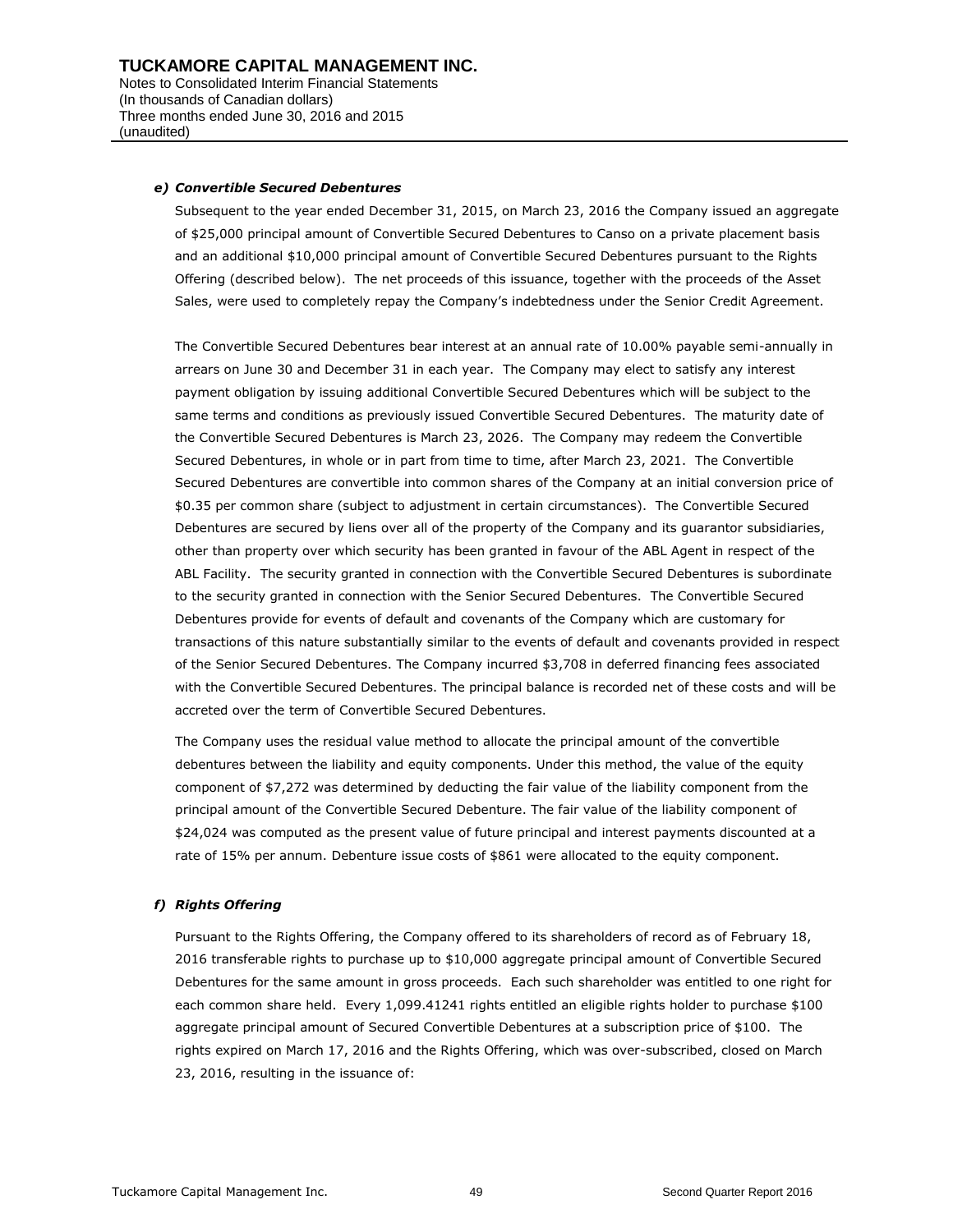### *e) Convertible Secured Debentures*

Subsequent to the year ended December 31, 2015, on March 23, 2016 the Company issued an aggregate of $25,000 principal amount of Convertible Secured Debentures to Canso on a private placement basis and an additional $10,000 principal amount of Convertible Secured Debentures pursuant to the Rights Offering (described below). The net proceeds of this issuance, together with the proceeds of the Asset Sales, were used to completely repay the Company's indebtedness under the Senior Credit Agreement.

The Convertible Secured Debentures bear interest at an annual rate of 10.00% payable semi-annually in arrears on June 30 and December 31 in each year. The Company may elect to satisfy any interest payment obligation by issuing additional Convertible Secured Debentures which will be subject to the same terms and conditions as previously issued Convertible Secured Debentures. The maturity date of the Convertible Secured Debentures is March 23, 2026. The Company may redeem the Convertible Secured Debentures, in whole or in part from time to time, after March 23, 2021. The Convertible Secured Debentures are convertible into common shares of the Company at an initial conversion price of $0.35 per common share (subject to adjustment in certain circumstances). The Convertible Secured Debentures are secured by liens over all of the property of the Company and its guarantor subsidiaries, other than property over which security has been granted in favour of the ABL Agent in respect of the ABL Facility. The security granted in connection with the Convertible Secured Debentures is subordinate to the security granted in connection with the Senior Secured Debentures. The Convertible Secured Debentures provide for events of default and covenants of the Company which are customary for transactions of this nature substantially similar to the events of default and covenants provided in respect of the Senior Secured Debentures. The Company incurred $3,708 in deferred financing fees associated with the Convertible Secured Debentures. The principal balance is recorded net of these costs and will be accreted over the term of Convertible Secured Debentures.

The Company uses the residual value method to allocate the principal amount of the convertible debentures between the liability and equity components. Under this method, the value of the equity component of $7,272 was determined by deducting the fair value of the liability component from the principal amount of the Convertible Secured Debenture. The fair value of the liability component of $24,024 was computed as the present value of future principal and interest payments discounted at a rate of 15% per annum. Debenture issue costs of $861 were allocated to the equity component.

### *f) Rights Offering*

Pursuant to the Rights Offering, the Company offered to its shareholders of record as of February 18, 2016 transferable rights to purchase up to $10,000 aggregate principal amount of Convertible Secured Debentures for the same amount in gross proceeds. Each such shareholder was entitled to one right for each common share held. Every 1,099.41241 rights entitled an eligible rights holder to purchase $100 aggregate principal amount of Secured Convertible Debentures at a subscription price of $100. The rights expired on March 17, 2016 and the Rights Offering, which was over-subscribed, closed on March 23, 2016, resulting in the issuance of: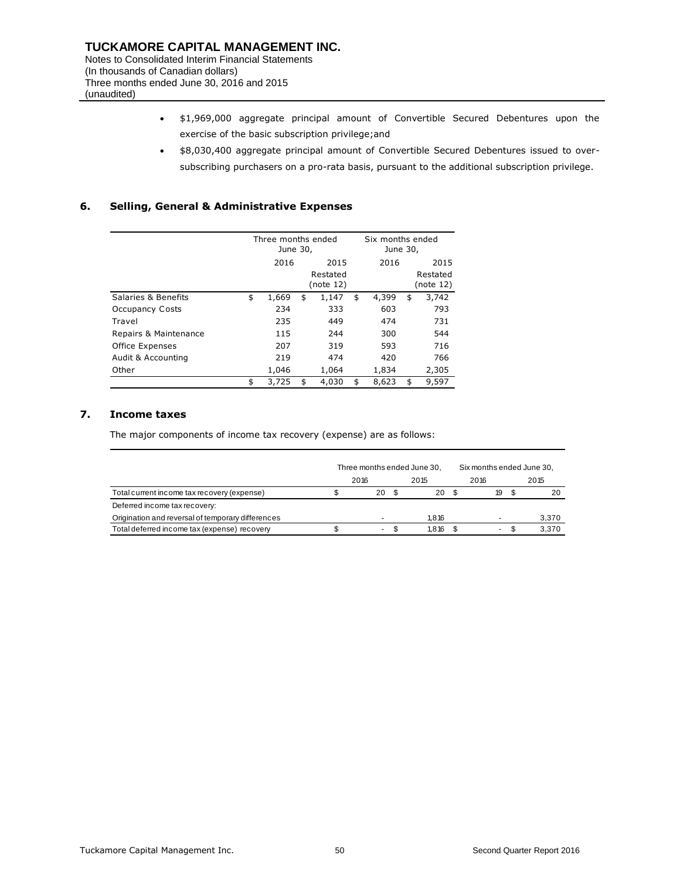- \$1,969,000 aggregate principal amount of Convertible Secured Debentures upon the exercise of the basic subscription privilege;and
- \$8,030,400 aggregate principal amount of Convertible Secured Debentures issued to over-subscribing purchasers on a pro-rata basis, pursuant to the additional subscription privilege.

## 6. Selling, General & Administrative Expenses

| | Three months ended June 30, | | Six months ended June 30, | |
|---|---|---|---|---|
| | 2016 | 2015 Restated (note 12) | 2016 | 2015 Restated (note 12) |
| Salaries & Benefits | $ 1,669 | $ 1,147 | $ 4,399 | $ 3,742 |
| Occupancy Costs | 234 | 333 | 603 | 793 |
| Travel | 235 | 449 | 474 | 731 |
| Repairs & Maintenance | 115 | 244 | 300 | 544 |
| Office Expenses | 207 | 319 | 593 | 716 |
| Audit & Accounting | 219 | 474 | 420 | 766 |
| Other | 1,046 | 1,064 | 1,834 | 2,305 |
| | $ 3,725 | $ 4,030 | $ 8,623 | $ 9,597 |

## 7. Income taxes

The major components of income tax recovery (expense) are as follows:

| | Three months ended June 30, | | Six months ended June 30, | |
|---|---|---|---|---|
| | 2016 | 2015 | 2016 | 2015 |
| Total current income tax recovery (expense) | $ 20 | $ 20 | $ 19 | $ 20 |
| Deferred income tax recovery: | | | | |
| Origination and reversal of temporary differences | - | 1,816 | - | 3,370 |
| Total deferred income tax (expense) recovery | $ - | $ 1,816 | $ - | $ 3,370 |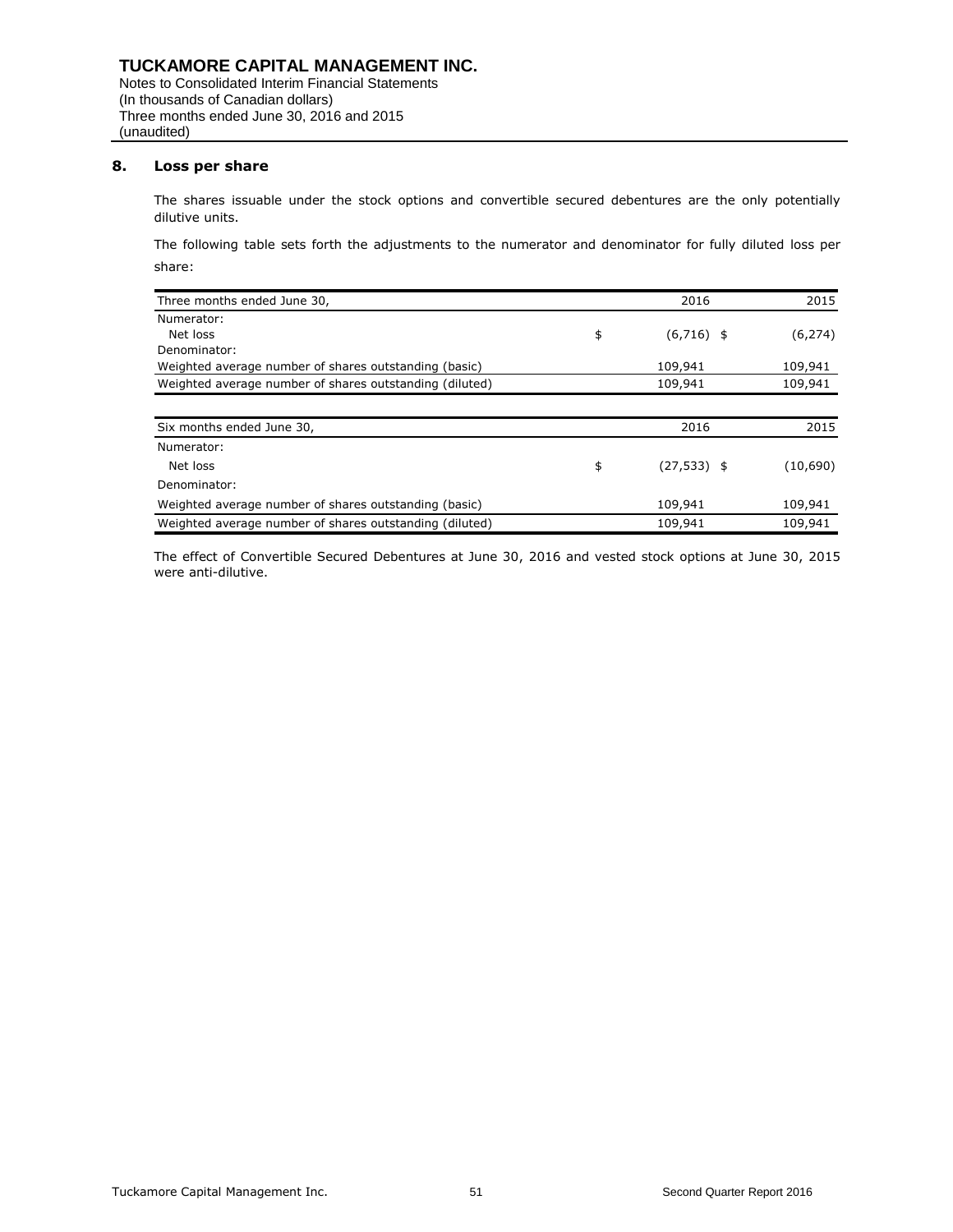## 8. Loss per share

The shares issuable under the stock options and convertible secured debentures are the only potentially dilutive units.

The following table sets forth the adjustments to the numerator and denominator for fully diluted loss per share:

| Three months ended June 30, | 2016 | 2015 |
|---|---|---|
| Numerator: | | |
| Net loss | $ (6,716) | $ (6,274) |
| Denominator: | | |
| Weighted average number of shares outstanding (basic) | 109,941 | 109,941 |
| Weighted average number of shares outstanding (diluted) | 109,941 | 109,941 |

| Six months ended June 30, | 2016 | 2015 |
|---|---|---|
| Numerator: | | |
| Net loss | $ (27,533) | $ (10,690) |
| Denominator: | | |
| Weighted average number of shares outstanding (basic) | 109,941 | 109,941 |
| Weighted average number of shares outstanding (diluted) | 109,941 | 109,941 |

The effect of Convertible Secured Debentures at June 30, 2016 and vested stock options at June 30, 2015 were anti-dilutive.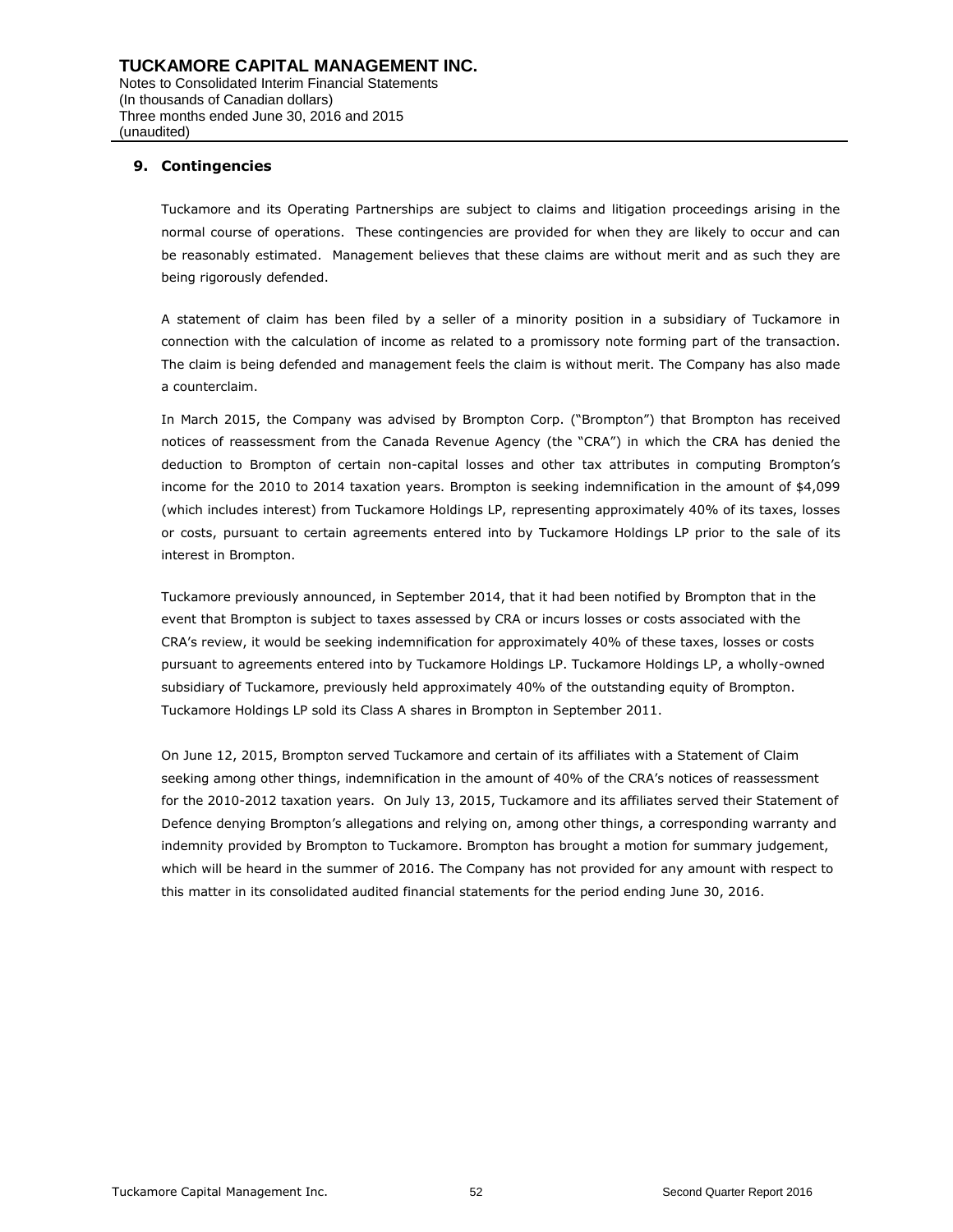## 9. Contingencies

Tuckamore and its Operating Partnerships are subject to claims and litigation proceedings arising in the normal course of operations. These contingencies are provided for when they are likely to occur and can be reasonably estimated. Management believes that these claims are without merit and as such they are being rigorously defended.

A statement of claim has been filed by a seller of a minority position in a subsidiary of Tuckamore in connection with the calculation of income as related to a promissory note forming part of the transaction. The claim is being defended and management feels the claim is without merit. The Company has also made a counterclaim.

In March 2015, the Company was advised by Brompton Corp. ("Brompton") that Brompton has received notices of reassessment from the Canada Revenue Agency (the "CRA") in which the CRA has denied the deduction to Brompton of certain non-capital losses and other tax attributes in computing Brompton's income for the 2010 to 2014 taxation years. Brompton is seeking indemnification in the amount of $4,099 (which includes interest) from Tuckamore Holdings LP, representing approximately 40% of its taxes, losses or costs, pursuant to certain agreements entered into by Tuckamore Holdings LP prior to the sale of its interest in Brompton.

Tuckamore previously announced, in September 2014, that it had been notified by Brompton that in the event that Brompton is subject to taxes assessed by CRA or incurs losses or costs associated with the CRA's review, it would be seeking indemnification for approximately 40% of these taxes, losses or costs pursuant to agreements entered into by Tuckamore Holdings LP. Tuckamore Holdings LP, a wholly-owned subsidiary of Tuckamore, previously held approximately 40% of the outstanding equity of Brompton. Tuckamore Holdings LP sold its Class A shares in Brompton in September 2011.

On June 12, 2015, Brompton served Tuckamore and certain of its affiliates with a Statement of Claim seeking among other things, indemnification in the amount of 40% of the CRA's notices of reassessment for the 2010-2012 taxation years. On July 13, 2015, Tuckamore and its affiliates served their Statement of Defence denying Brompton's allegations and relying on, among other things, a corresponding warranty and indemnity provided by Brompton to Tuckamore. Brompton has brought a motion for summary judgement, which will be heard in the summer of 2016. The Company has not provided for any amount with respect to this matter in its consolidated audited financial statements for the period ending June 30, 2016.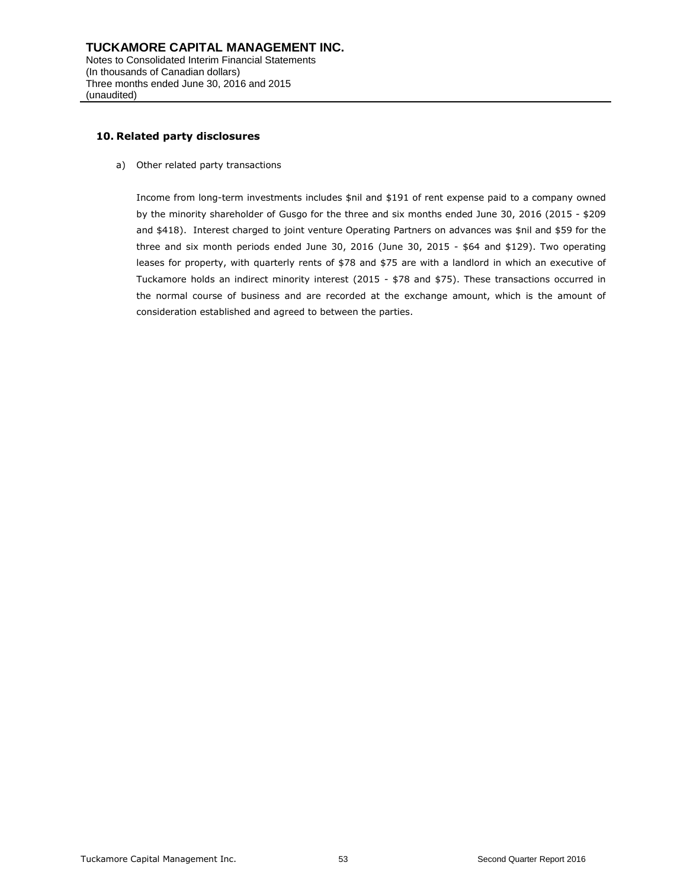## 10. Related party disclosures

a) Other related party transactions

Income from long-term investments includes $nil and $191 of rent expense paid to a company owned by the minority shareholder of Gusgo for the three and six months ended June 30, 2016 (2015 - $209 and $418). Interest charged to joint venture Operating Partners on advances was $nil and $59 for the three and six month periods ended June 30, 2016 (June 30, 2015 - $64 and $129). Two operating leases for property, with quarterly rents of $78 and $75 are with a landlord in which an executive of Tuckamore holds an indirect minority interest (2015 - $78 and $75). These transactions occurred in the normal course of business and are recorded at the exchange amount, which is the amount of consideration established and agreed to between the parties.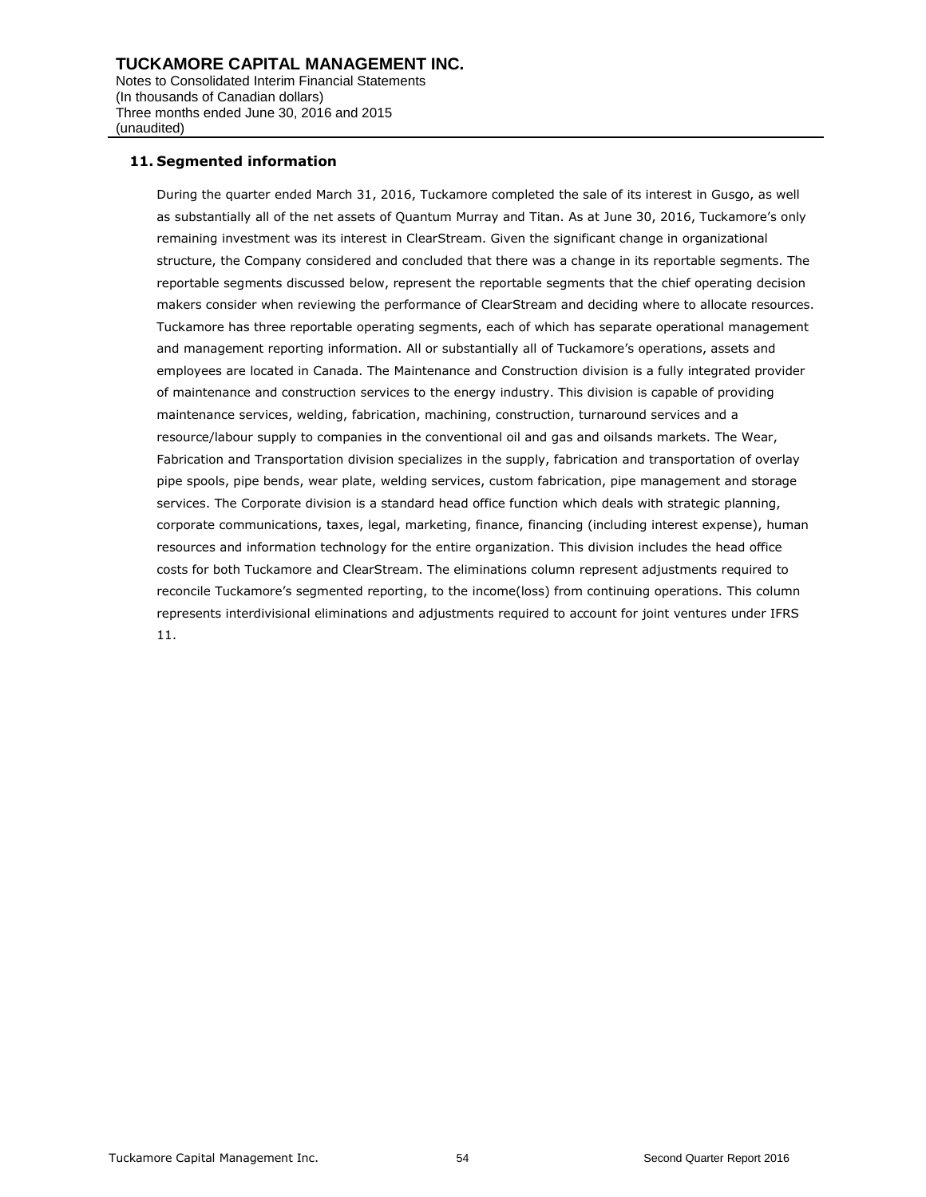## 11. Segmented information

During the quarter ended March 31, 2016, Tuckamore completed the sale of its interest in Gusgo, as well as substantially all of the net assets of Quantum Murray and Titan. As at June 30, 2016, Tuckamore's only remaining investment was its interest in ClearStream. Given the significant change in organizational structure, the Company considered and concluded that there was a change in its reportable segments. The reportable segments discussed below, represent the reportable segments that the chief operating decision makers consider when reviewing the performance of ClearStream and deciding where to allocate resources. Tuckamore has three reportable operating segments, each of which has separate operational management and management reporting information. All or substantially all of Tuckamore's operations, assets and employees are located in Canada. The Maintenance and Construction division is a fully integrated provider of maintenance and construction services to the energy industry. This division is capable of providing maintenance services, welding, fabrication, machining, construction, turnaround services and a resource/labour supply to companies in the conventional oil and gas and oilsands markets. The Wear, Fabrication and Transportation division specializes in the supply, fabrication and transportation of overlay pipe spools, pipe bends, wear plate, welding services, custom fabrication, pipe management and storage services. The Corporate division is a standard head office function which deals with strategic planning, corporate communications, taxes, legal, marketing, finance, financing (including interest expense), human resources and information technology for the entire organization. This division includes the head office costs for both Tuckamore and ClearStream. The eliminations column represent adjustments required to reconcile Tuckamore's segmented reporting, to the income(loss) from continuing operations. This column represents interdivisional eliminations and adjustments required to account for joint ventures under IFRS 11.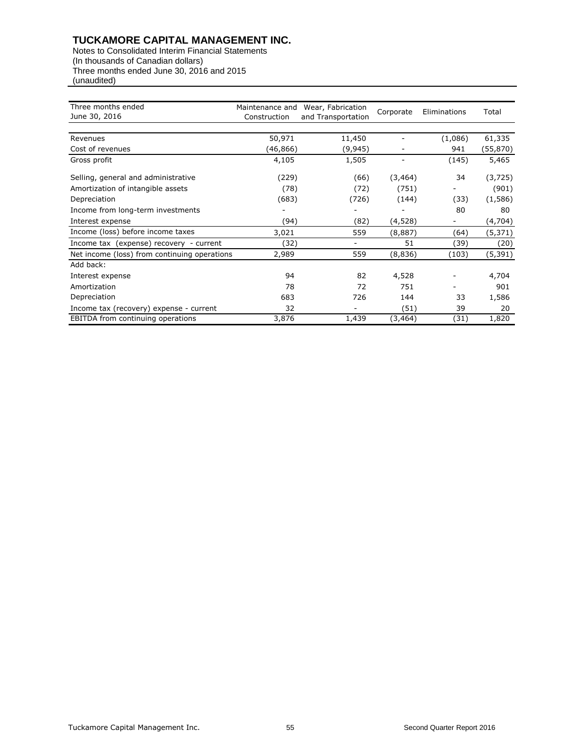# TUCKAMORE CAPITAL MANAGEMENT INC.

Notes to Consolidated Interim Financial Statements
(In thousands of Canadian dollars)
Three months ended June 30, 2016 and 2015
(unaudited)

| Three months ended June 30, 2016 | Maintenance and Construction | Wear, Fabrication and Transportation | Corporate | Eliminations | Total |
|---|---|---|---|---|---|
| Revenues | 50,971 | 11,450 | - | (1,086) | 61,335 |
| Cost of revenues | (46,866) | (9,945) | - | 941 | (55,870) |
| Gross profit | 4,105 | 1,505 | - | (145) | 5,465 |
| Selling, general and administrative | (229) | (66) | (3,464) | 34 | (3,725) |
| Amortization of intangible assets | (78) | (72) | (751) | - | (901) |
| Depreciation | (683) | (726) | (144) | (33) | (1,586) |
| Income from long-term investments | - | - | - | 80 | 80 |
| Interest expense | (94) | (82) | (4,528) | - | (4,704) |
| Income (loss) before income taxes | 3,021 | 559 | (8,887) | (64) | (5,371) |
| Income tax (expense) recovery - current | (32) | - | 51 | (39) | (20) |
| Net income (loss) from continuing operations | 2,989 | 559 | (8,836) | (103) | (5,391) |
| Add back: | | | | | |
| Interest expense | 94 | 82 | 4,528 | - | 4,704 |
| Amortization | 78 | 72 | 751 | - | 901 |
| Depreciation | 683 | 726 | 144 | 33 | 1,586 |
| Income tax (recovery) expense - current | 32 | - | (51) | 39 | 20 |
| EBITDA from continuing operations | 3,876 | 1,439 | (3,464) | (31) | 1,820 |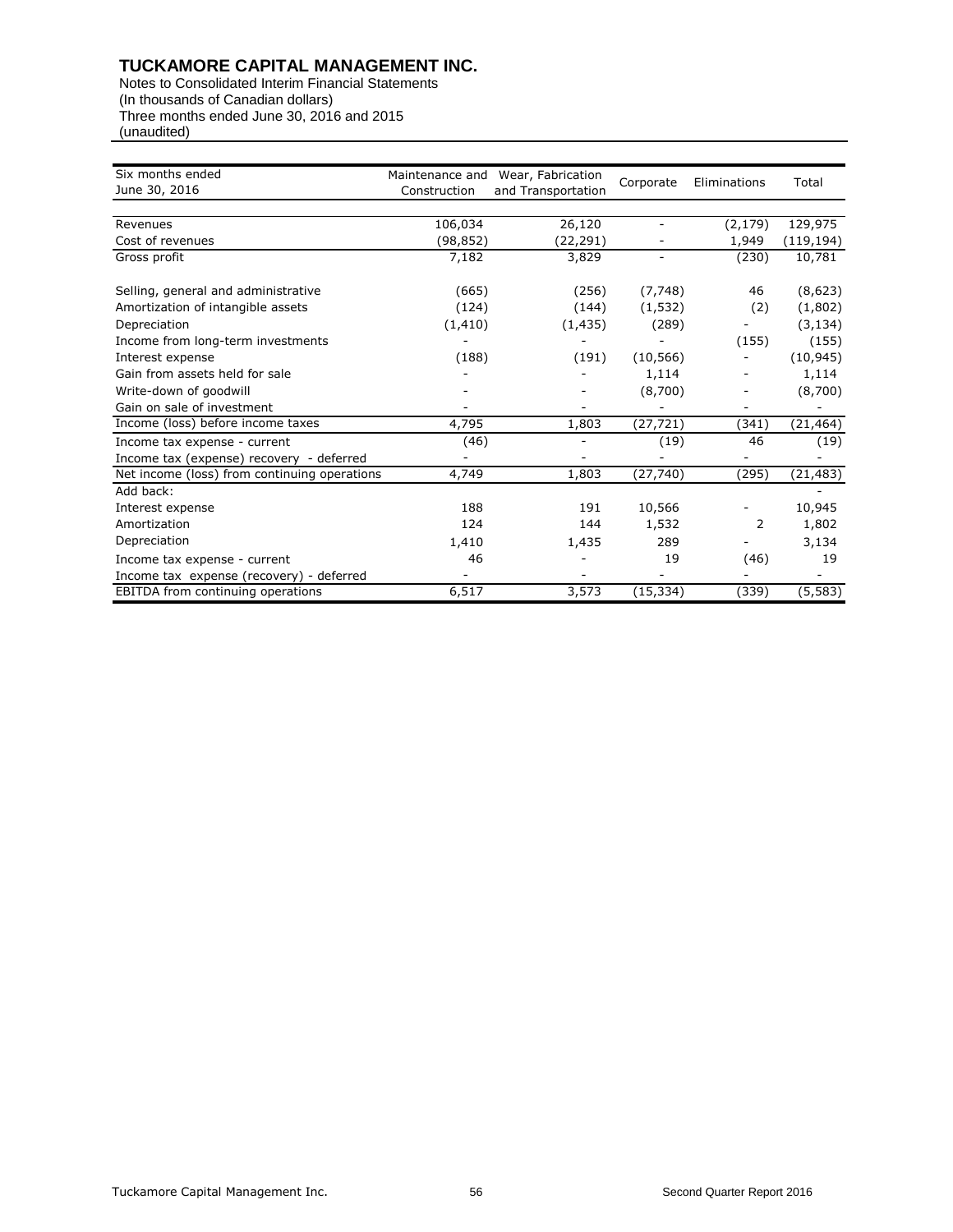# TUCKAMORE CAPITAL MANAGEMENT INC.

Notes to Consolidated Interim Financial Statements
(In thousands of Canadian dollars)
Three months ended June 30, 2016 and 2015
(unaudited)

| Six months ended June 30, 2016 | Maintenance and Construction | Wear, Fabrication and Transportation | Corporate | Eliminations | Total |
|---|---|---|---|---|---|
| Revenues | 106,034 | 26,120 | - | (2,179) | 129,975 |
| Cost of revenues | (98,852) | (22,291) | - | 1,949 | (119,194) |
| Gross profit | 7,182 | 3,829 | - | (230) | 10,781 |
| Selling, general and administrative | (665) | (256) | (7,748) | 46 | (8,623) |
| Amortization of intangible assets | (124) | (144) | (1,532) | (2) | (1,802) |
| Depreciation | (1,410) | (1,435) | (289) | - | (3,134) |
| Income from long-term investments | - | - | - | (155) | (155) |
| Interest expense | (188) | (191) | (10,566) | - | (10,945) |
| Gain from assets held for sale | - | - | 1,114 | - | 1,114 |
| Write-down of goodwill | - | - | (8,700) | - | (8,700) |
| Gain on sale of investment | - | - | - | - | - |
| Income (loss) before income taxes | 4,795 | 1,803 | (27,721) | (341) | (21,464) |
| Income tax expense - current | (46) | - | (19) | 46 | (19) |
| Income tax (expense) recovery - deferred | - | - | - | - | - |
| Net income (loss) from continuing operations | 4,749 | 1,803 | (27,740) | (295) | (21,483) |
| Add back: | | | | | - |
| Interest expense | 188 | 191 | 10,566 | - | 10,945 |
| Amortization | 124 | 144 | 1,532 | 2 | 1,802 |
| Depreciation | 1,410 | 1,435 | 289 | - | 3,134 |
| Income tax expense - current | 46 | - | 19 | (46) | 19 |
| Income tax expense (recovery) - deferred | - | - | - | - | - |
| EBITDA from continuing operations | 6,517 | 3,573 | (15,334) | (339) | (5,583) |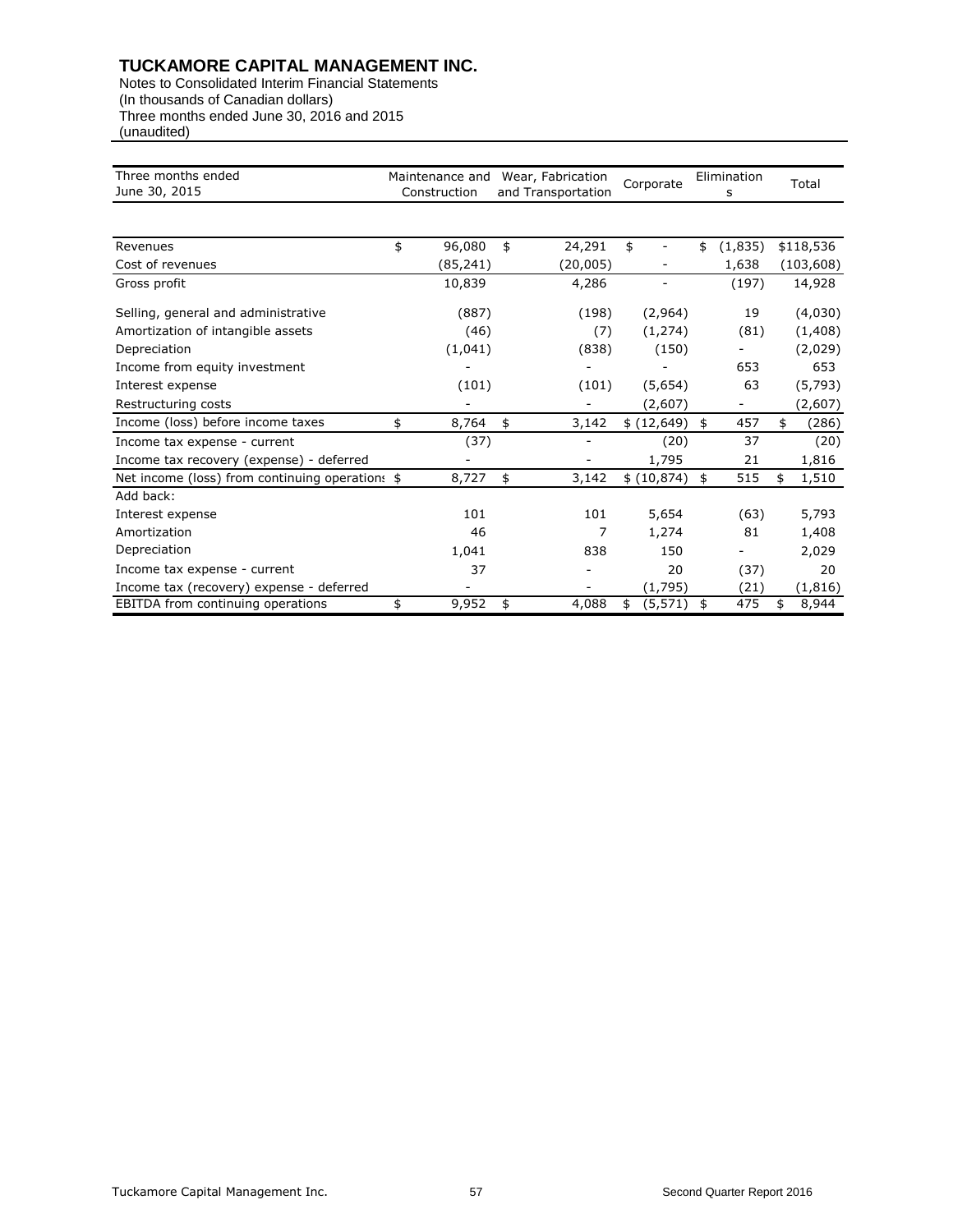# TUCKAMORE CAPITAL MANAGEMENT INC.

Notes to Consolidated Interim Financial Statements
(In thousands of Canadian dollars)
Three months ended June 30, 2016 and 2015
(unaudited)

| Three months ended June 30, 2015 | Maintenance and Construction | Wear, Fabrication and Transportation | Corporate | Eliminations | Total |
|---|---|---|---|---|---|
| Revenues | $ 96,080 | $ 24,291 | $ - | $ (1,835) | $118,536 |
| Cost of revenues | (85,241) | (20,005) | - | 1,638 | (103,608) |
| Gross profit | 10,839 | 4,286 | - | (197) | 14,928 |
| Selling, general and administrative | (887) | (198) | (2,964) | 19 | (4,030) |
| Amortization of intangible assets | (46) | (7) | (1,274) | (81) | (1,408) |
| Depreciation | (1,041) | (838) | (150) | - | (2,029) |
| Income from equity investment | - | - | - | 653 | 653 |
| Interest expense | (101) | (101) | (5,654) | 63 | (5,793) |
| Restructuring costs | - | - | (2,607) | - | (2,607) |
| Income (loss) before income taxes | $ 8,764 | $ 3,142 | $ (12,649) | $ 457 | $ (286) |
| Income tax expense - current | (37) | - | (20) | 37 | (20) |
| Income tax recovery (expense) - deferred | - | - | 1,795 | 21 | 1,816 |
| Net income (loss) from continuing operations | $ 8,727 | $ 3,142 | $ (10,874) | $ 515 | $ 1,510 |
| Add back: | | | | | |
| Interest expense | 101 | 101 | 5,654 | (63) | 5,793 |
| Amortization | 46 | 7 | 1,274 | 81 | 1,408 |
| Depreciation | 1,041 | 838 | 150 | - | 2,029 |
| Income tax expense - current | 37 | - | 20 | (37) | 20 |
| Income tax (recovery) expense - deferred | - | - | (1,795) | (21) | (1,816) |
| EBITDA from continuing operations | $ 9,952 | $ 4,088 | $ (5,571) | $ 475 | $ 8,944 |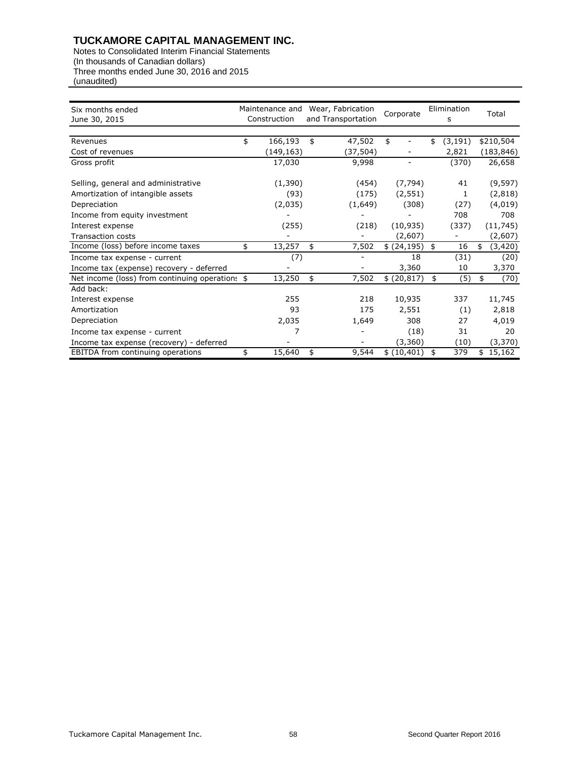# TUCKAMORE CAPITAL MANAGEMENT INC.

Notes to Consolidated Interim Financial Statements
(In thousands of Canadian dollars)
Three months ended June 30, 2016 and 2015
(unaudited)

| Six months ended June 30, 2015 | Maintenance and Construction | Wear, Fabrication and Transportation | Corporate | Eliminations | Total |
|---|---|---|---|---|---|
| Revenues | $ 166,193 | $ 47,502 | $ - | $ (3,191) | $210,504 |
| Cost of revenues | (149,163) | (37,504) | - | 2,821 | (183,846) |
| Gross profit | 17,030 | 9,998 | - | (370) | 26,658 |
| Selling, general and administrative | (1,390) | (454) | (7,794) | 41 | (9,597) |
| Amortization of intangible assets | (93) | (175) | (2,551) | 1 | (2,818) |
| Depreciation | (2,035) | (1,649) | (308) | (27) | (4,019) |
| Income from equity investment | - | - | - | 708 | 708 |
| Interest expense | (255) | (218) | (10,935) | (337) | (11,745) |
| Transaction costs | - | - | (2,607) | - | (2,607) |
| Income (loss) before income taxes | $ 13,257 | $ 7,502 | $ (24,195) | $ 16 | $ (3,420) |
| Income tax expense - current | (7) | - | 18 | (31) | (20) |
| Income tax (expense) recovery - deferred | - | - | 3,360 | 10 | 3,370 |
| Net income (loss) from continuing operations | $ 13,250 | $ 7,502 | $ (20,817) | $ (5) | $ (70) |
| Add back: | | | | | |
| Interest expense | 255 | 218 | 10,935 | 337 | 11,745 |
| Amortization | 93 | 175 | 2,551 | (1) | 2,818 |
| Depreciation | 2,035 | 1,649 | 308 | 27 | 4,019 |
| Income tax expense - current | 7 | - | (18) | 31 | 20 |
| Income tax expense (recovery) - deferred | - | - | (3,360) | (10) | (3,370) |
| EBITDA from continuing operations | $ 15,640 | $ 9,544 | $ (10,401) | $ 379 | $ 15,162 |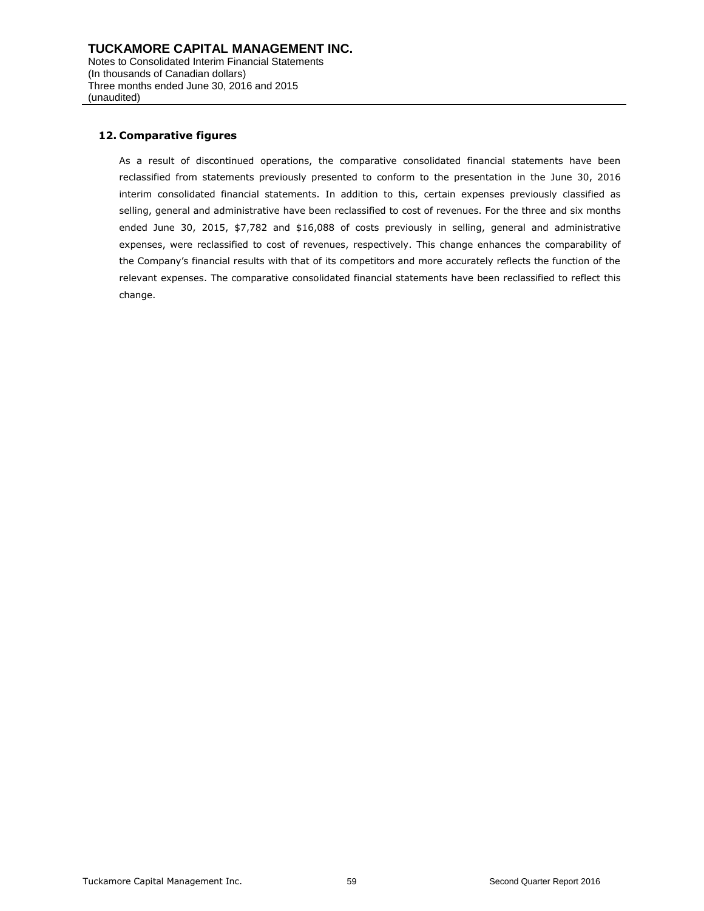## 12. Comparative figures

As a result of discontinued operations, the comparative consolidated financial statements have been reclassified from statements previously presented to conform to the presentation in the June 30, 2016 interim consolidated financial statements. In addition to this, certain expenses previously classified as selling, general and administrative have been reclassified to cost of revenues. For the three and six months ended June 30, 2015, $7,782 and $16,088 of costs previously in selling, general and administrative expenses, were reclassified to cost of revenues, respectively. This change enhances the comparability of the Company's financial results with that of its competitors and more accurately reflects the function of the relevant expenses. The comparative consolidated financial statements have been reclassified to reflect this change.